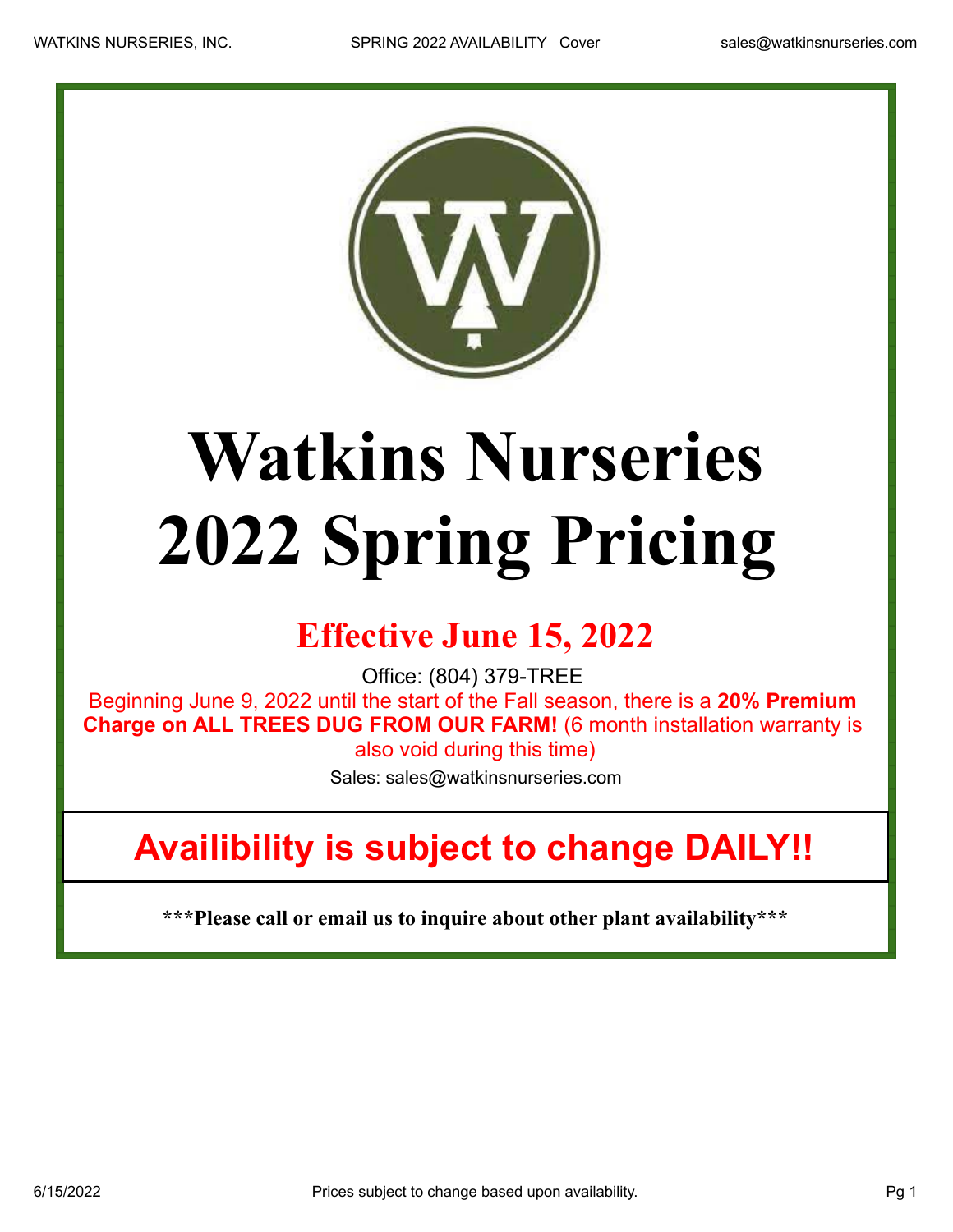# Watkins Nurseries
# 2022 Spring Pricing

## Effective June 15, 2022

Office: (804) 379-TREE

Beginning June 9, 2022 until the start of the Fall season, there is a **20% Premium Charge on ALL TREES DUG FROM OUR FARM!** (6 month installation warranty is also void during this time)

Sales: sales@watkinsnurseries.com

## Availibility is subject to change DAILY!!

**\*\*\*Please call or email us to inquire about other plant availability\*\*\***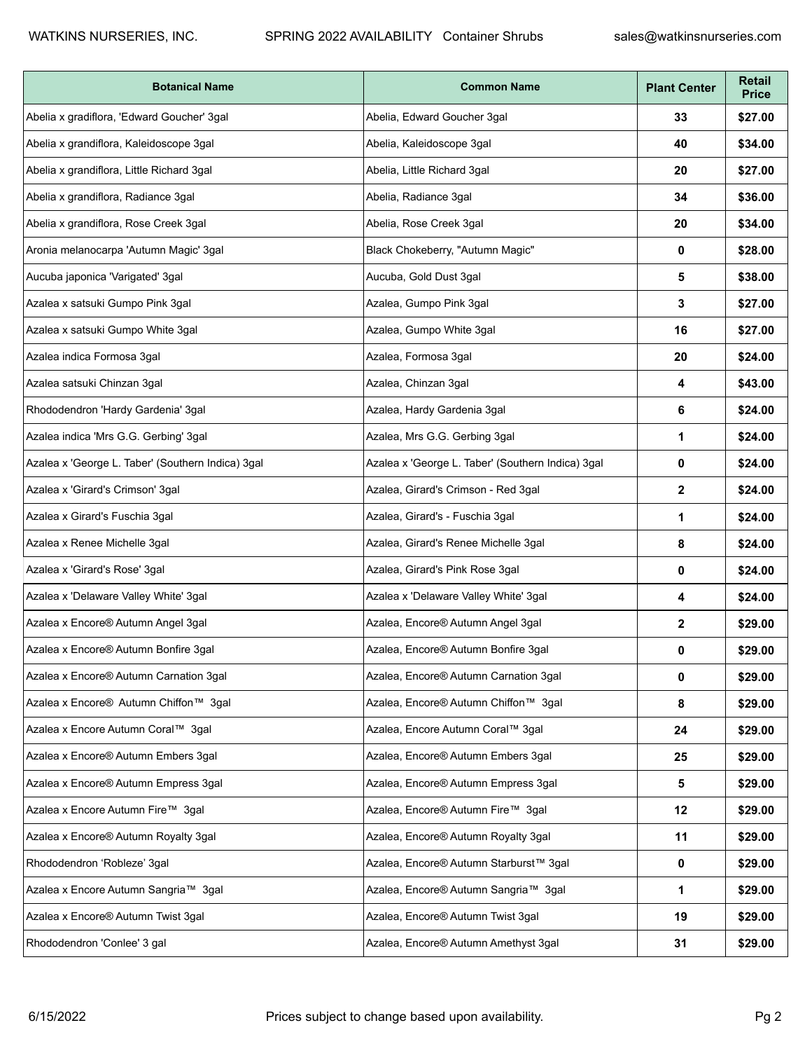| Botanical Name | Common Name | Plant Center | Retail Price |
|---|---|---|---|
| Abelia x gradiflora, 'Edward Goucher' 3gal | Abelia, Edward Goucher 3gal | **33** | **$27.00** |
| Abelia x grandiflora, Kaleidoscope 3gal | Abelia, Kaleidoscope 3gal | **40** | **$34.00** |
| Abelia x grandiflora, Little Richard 3gal | Abelia, Little Richard 3gal | **20** | **$27.00** |
| Abelia x grandiflora, Radiance 3gal | Abelia, Radiance 3gal | **34** | **$36.00** |
| Abelia x grandiflora, Rose Creek 3gal | Abelia, Rose Creek 3gal | **20** | **$34.00** |
| Aronia melanocarpa 'Autumn Magic' 3gal | Black Chokeberry, "Autumn Magic" | **0** | **$28.00** |
| Aucuba japonica 'Varigated' 3gal | Aucuba, Gold Dust 3gal | **5** | **$38.00** |
| Azalea x satsuki Gumpo Pink 3gal | Azalea, Gumpo Pink 3gal | **3** | **$27.00** |
| Azalea x satsuki Gumpo White 3gal | Azalea, Gumpo White 3gal | **16** | **$27.00** |
| Azalea indica Formosa 3gal | Azalea, Formosa 3gal | **20** | **$24.00** |
| Azalea satsuki Chinzan 3gal | Azalea, Chinzan 3gal | **4** | **$43.00** |
| Rhododendron 'Hardy Gardenia' 3gal | Azalea, Hardy Gardenia 3gal | **6** | **$24.00** |
| Azalea indica 'Mrs G.G. Gerbing' 3gal | Azalea, Mrs G.G. Gerbing 3gal | **1** | **$24.00** |
| Azalea x 'George L. Taber' (Southern Indica) 3gal | Azalea x 'George L. Taber' (Southern Indica) 3gal | **0** | **$24.00** |
| Azalea x 'Girard's Crimson' 3gal | Azalea, Girard's Crimson - Red 3gal | **2** | **$24.00** |
| Azalea x Girard's Fuschia 3gal | Azalea, Girard's - Fuschia 3gal | **1** | **$24.00** |
| Azalea x Renee Michelle 3gal | Azalea, Girard's Renee Michelle 3gal | **8** | **$24.00** |
| Azalea x 'Girard's Rose' 3gal | Azalea, Girard's Pink Rose 3gal | **0** | **$24.00** |
| Azalea x 'Delaware Valley White' 3gal | Azalea x 'Delaware Valley White' 3gal | **4** | **$24.00** |
| Azalea x Encore® Autumn Angel 3gal | Azalea, Encore® Autumn Angel 3gal | **2** | **$29.00** |
| Azalea x Encore® Autumn Bonfire 3gal | Azalea, Encore® Autumn Bonfire 3gal | **0** | **$29.00** |
| Azalea x Encore® Autumn Carnation 3gal | Azalea, Encore® Autumn Carnation 3gal | **0** | **$29.00** |
| Azalea x Encore® Autumn Chiffon™ 3gal | Azalea, Encore® Autumn Chiffon™ 3gal | **8** | **$29.00** |
| Azalea x Encore Autumn Coral™ 3gal | Azalea, Encore Autumn Coral™ 3gal | **24** | **$29.00** |
| Azalea x Encore® Autumn Embers 3gal | Azalea, Encore® Autumn Embers 3gal | **25** | **$29.00** |
| Azalea x Encore® Autumn Empress 3gal | Azalea, Encore® Autumn Empress 3gal | **5** | **$29.00** |
| Azalea x Encore Autumn Fire™ 3gal | Azalea, Encore® Autumn Fire™ 3gal | **12** | **$29.00** |
| Azalea x Encore® Autumn Royalty 3gal | Azalea, Encore® Autumn Royalty 3gal | **11** | **$29.00** |
| Rhododendron 'Robleze' 3gal | Azalea, Encore® Autumn Starburst™ 3gal | **0** | **$29.00** |
| Azalea x Encore Autumn Sangria™ 3gal | Azalea, Encore® Autumn Sangria™ 3gal | **1** | **$29.00** |
| Azalea x Encore® Autumn Twist 3gal | Azalea, Encore® Autumn Twist 3gal | **19** | **$29.00** |
| Rhododendron 'Conlee' 3 gal | Azalea, Encore® Autumn Amethyst 3gal | **31** | **$29.00** |

Prices subject to change based upon availability.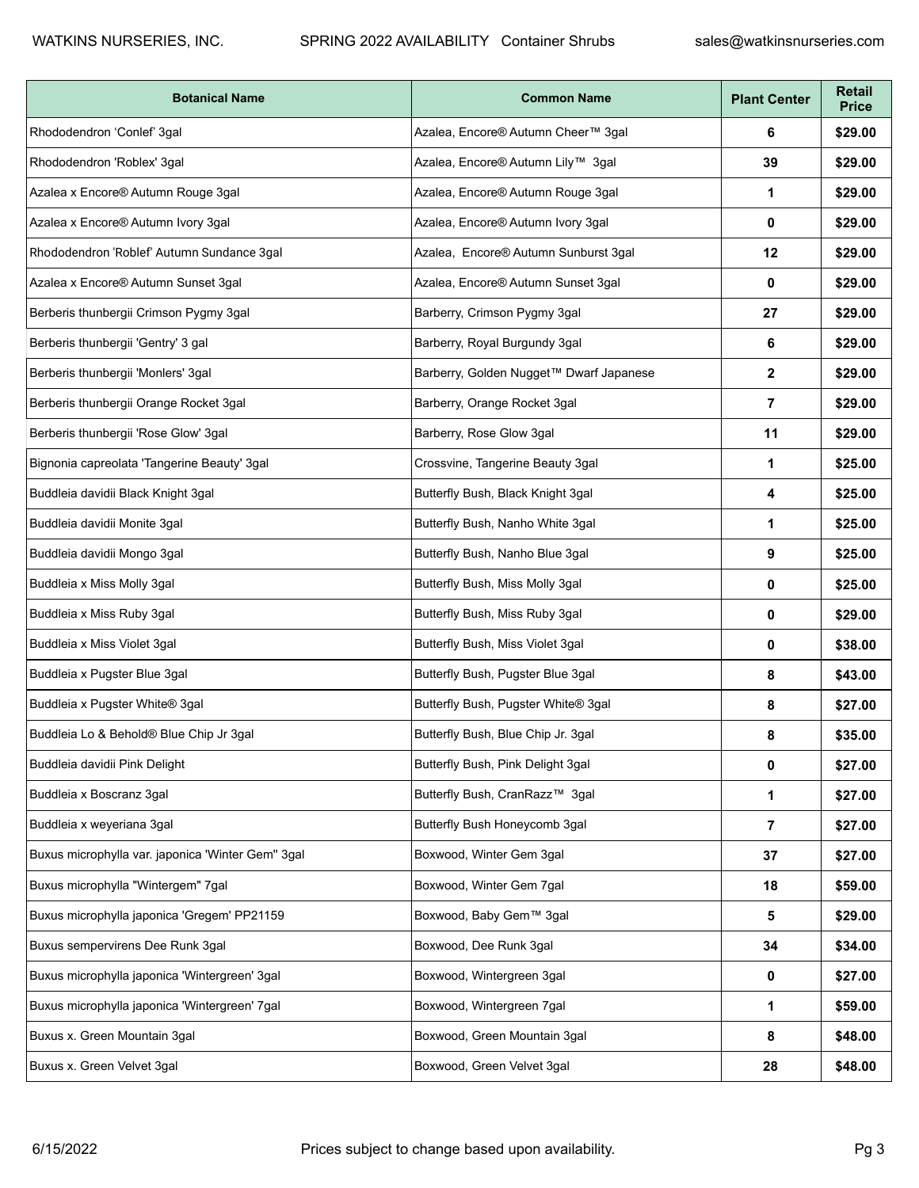| Botanical Name | Common Name | Plant Center | Retail Price |
|---|---|---|---|
| Rhododendron ‘Conlef’ 3gal | Azalea, Encore® Autumn Cheer™ 3gal | 6 | $29.00 |
| Rhododendron 'Roblex' 3gal | Azalea, Encore® Autumn Lily™ 3gal | 39 | $29.00 |
| Azalea x Encore® Autumn Rouge 3gal | Azalea, Encore® Autumn Rouge 3gal | 1 | $29.00 |
| Azalea x Encore® Autumn Ivory 3gal | Azalea, Encore® Autumn Ivory 3gal | 0 | $29.00 |
| Rhododendron 'Roblef' Autumn Sundance 3gal | Azalea, Encore® Autumn Sunburst 3gal | 12 | $29.00 |
| Azalea x Encore® Autumn Sunset 3gal | Azalea, Encore® Autumn Sunset 3gal | 0 | $29.00 |
| Berberis thunbergii Crimson Pygmy 3gal | Barberry, Crimson Pygmy 3gal | 27 | $29.00 |
| Berberis thunbergii 'Gentry' 3 gal | Barberry, Royal Burgundy 3gal | 6 | $29.00 |
| Berberis thunbergii 'Monlers' 3gal | Barberry, Golden Nugget™ Dwarf Japanese | 2 | $29.00 |
| Berberis thunbergii Orange Rocket 3gal | Barberry, Orange Rocket 3gal | 7 | $29.00 |
| Berberis thunbergii 'Rose Glow' 3gal | Barberry, Rose Glow 3gal | 11 | $29.00 |
| Bignonia capreolata 'Tangerine Beauty' 3gal | Crossvine, Tangerine Beauty 3gal | 1 | $25.00 |
| Buddleia davidii Black Knight 3gal | Butterfly Bush, Black Knight 3gal | 4 | $25.00 |
| Buddleia davidii Monite 3gal | Butterfly Bush, Nanho White 3gal | 1 | $25.00 |
| Buddleia davidii Mongo 3gal | Butterfly Bush, Nanho Blue 3gal | 9 | $25.00 |
| Buddleia x Miss Molly 3gal | Butterfly Bush, Miss Molly 3gal | 0 | $25.00 |
| Buddleia x Miss Ruby 3gal | Butterfly Bush, Miss Ruby 3gal | 0 | $29.00 |
| Buddleia x Miss Violet 3gal | Butterfly Bush, Miss Violet 3gal | 0 | $38.00 |
| Buddleia x Pugster Blue 3gal | Butterfly Bush, Pugster Blue 3gal | 8 | $43.00 |
| Buddleia x Pugster White® 3gal | Butterfly Bush, Pugster White® 3gal | 8 | $27.00 |
| Buddleia Lo & Behold® Blue Chip Jr 3gal | Butterfly Bush, Blue Chip Jr. 3gal | 8 | $35.00 |
| Buddleia davidii Pink Delight | Butterfly Bush, Pink Delight 3gal | 0 | $27.00 |
| Buddleia x Boscranz 3gal | Butterfly Bush, CranRazz™ 3gal | 1 | $27.00 |
| Buddleia x weyeriana 3gal | Butterfly Bush Honeycomb 3gal | 7 | $27.00 |
| Buxus microphylla var. japonica 'Winter Gem" 3gal | Boxwood, Winter Gem 3gal | 37 | $27.00 |
| Buxus microphylla "Wintergem" 7gal | Boxwood, Winter Gem 7gal | 18 | $59.00 |
| Buxus microphylla japonica 'Gregem' PP21159 | Boxwood, Baby Gem™ 3gal | 5 | $29.00 |
| Buxus sempervirens Dee Runk 3gal | Boxwood, Dee Runk 3gal | 34 | $34.00 |
| Buxus microphylla japonica 'Wintergreen' 3gal | Boxwood, Wintergreen 3gal | 0 | $27.00 |
| Buxus microphylla japonica 'Wintergreen' 7gal | Boxwood, Wintergreen 7gal | 1 | $59.00 |
| Buxus x. Green Mountain 3gal | Boxwood, Green Mountain 3gal | 8 | $48.00 |
| Buxus x. Green Velvet 3gal | Boxwood, Green Velvet 3gal | 28 | $48.00 |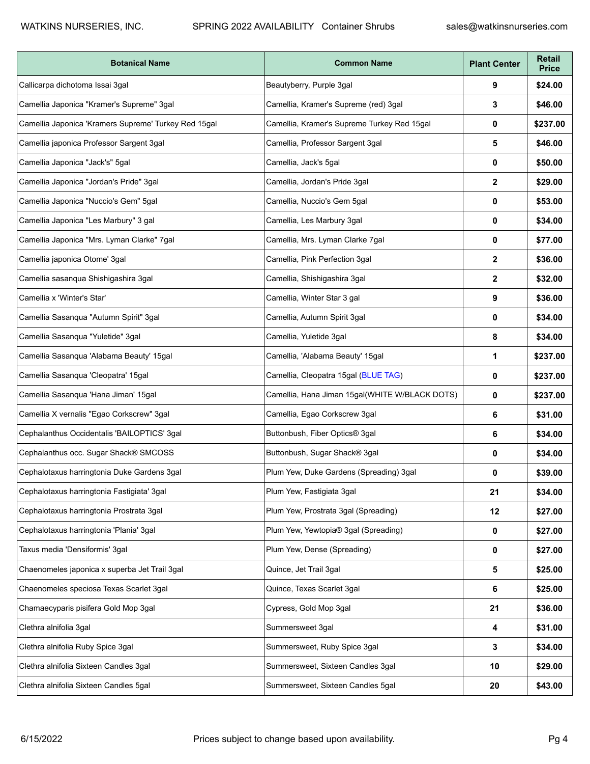| Botanical Name | Common Name | Plant Center | Retail Price |
|---|---|---|---|
| Callicarpa dichotoma Issai 3gal | Beautyberry, Purple 3gal | 9 | $24.00 |
| Camellia Japonica "Kramer's Supreme" 3gal | Camellia, Kramer's Supreme (red) 3gal | 3 | $46.00 |
| Camellia Japonica 'Kramers Supreme' Turkey Red 15gal | Camellia, Kramer's Supreme Turkey Red 15gal | 0 | $237.00 |
| Camellia japonica Professor Sargent 3gal | Camellia, Professor Sargent 3gal | 5 | $46.00 |
| Camellia Japonica "Jack's" 5gal | Camellia, Jack's 5gal | 0 | $50.00 |
| Camellia Japonica "Jordan's Pride" 3gal | Camellia, Jordan's Pride 3gal | 2 | $29.00 |
| Camellia Japonica "Nuccio's Gem" 5gal | Camellia, Nuccio's Gem 5gal | 0 | $53.00 |
| Camellia Japonica "Les Marbury" 3 gal | Camellia, Les Marbury 3gal | 0 | $34.00 |
| Camellia Japonica "Mrs. Lyman Clarke" 7gal | Camellia, Mrs. Lyman Clarke 7gal | 0 | $77.00 |
| Camellia japonica Otome' 3gal | Camellia, Pink Perfection 3gal | 2 | $36.00 |
| Camellia sasanqua Shishigashira 3gal | Camellia, Shishigashira 3gal | 2 | $32.00 |
| Camellia x 'Winter's Star' | Camellia, Winter Star 3 gal | 9 | $36.00 |
| Camellia Sasanqua "Autumn Spirit" 3gal | Camellia, Autumn Spirit 3gal | 0 | $34.00 |
| Camellia Sasanqua "Yuletide" 3gal | Camellia, Yuletide 3gal | 8 | $34.00 |
| Camellia Sasanqua 'Alabama Beauty' 15gal | Camellia, 'Alabama Beauty' 15gal | 1 | $237.00 |
| Camellia Sasanqua 'Cleopatra' 15gal | Camellia, Cleopatra 15gal (BLUE TAG) | 0 | $237.00 |
| Camellia Sasanqua 'Hana Jiman' 15gal | Camellia, Hana Jiman 15gal(WHITE W/BLACK DOTS) | 0 | $237.00 |
| Camellia X vernalis "Egao Corkscrew" 3gal | Camellia, Egao Corkscrew 3gal | 6 | $31.00 |
| Cephalanthus Occidentalis 'BAILOPTICS' 3gal | Buttonbush, Fiber Optics® 3gal | 6 | $34.00 |
| Cephalanthus occ. Sugar Shack® SMCOSS | Buttonbush, Sugar Shack® 3gal | 0 | $34.00 |
| Cephalotaxus harringtonia Duke Gardens 3gal | Plum Yew, Duke Gardens (Spreading) 3gal | 0 | $39.00 |
| Cephalotaxus harringtonia Fastigiata' 3gal | Plum Yew, Fastigiata 3gal | 21 | $34.00 |
| Cephalotaxus harringtonia Prostrata 3gal | Plum Yew, Prostrata 3gal (Spreading) | 12 | $27.00 |
| Cephalotaxus harringtonia 'Plania' 3gal | Plum Yew, Yewtopia® 3gal (Spreading) | 0 | $27.00 |
| Taxus media 'Densiformis' 3gal | Plum Yew, Dense (Spreading) | 0 | $27.00 |
| Chaenomeles japonica x superba Jet Trail 3gal | Quince, Jet Trail 3gal | 5 | $25.00 |
| Chaenomeles speciosa Texas Scarlet 3gal | Quince, Texas Scarlet 3gal | 6 | $25.00 |
| Chamaecyparis pisifera Gold Mop 3gal | Cypress, Gold Mop 3gal | 21 | $36.00 |
| Clethra alnifolia 3gal | Summersweet 3gal | 4 | $31.00 |
| Clethra alnifolia Ruby Spice 3gal | Summersweet, Ruby Spice 3gal | 3 | $34.00 |
| Clethra alnifolia Sixteen Candles 3gal | Summersweet, Sixteen Candles 3gal | 10 | $29.00 |
| Clethra alnifolia Sixteen Candles 5gal | Summersweet, Sixteen Candles 5gal | 20 | $43.00 |

Prices subject to change based upon availability.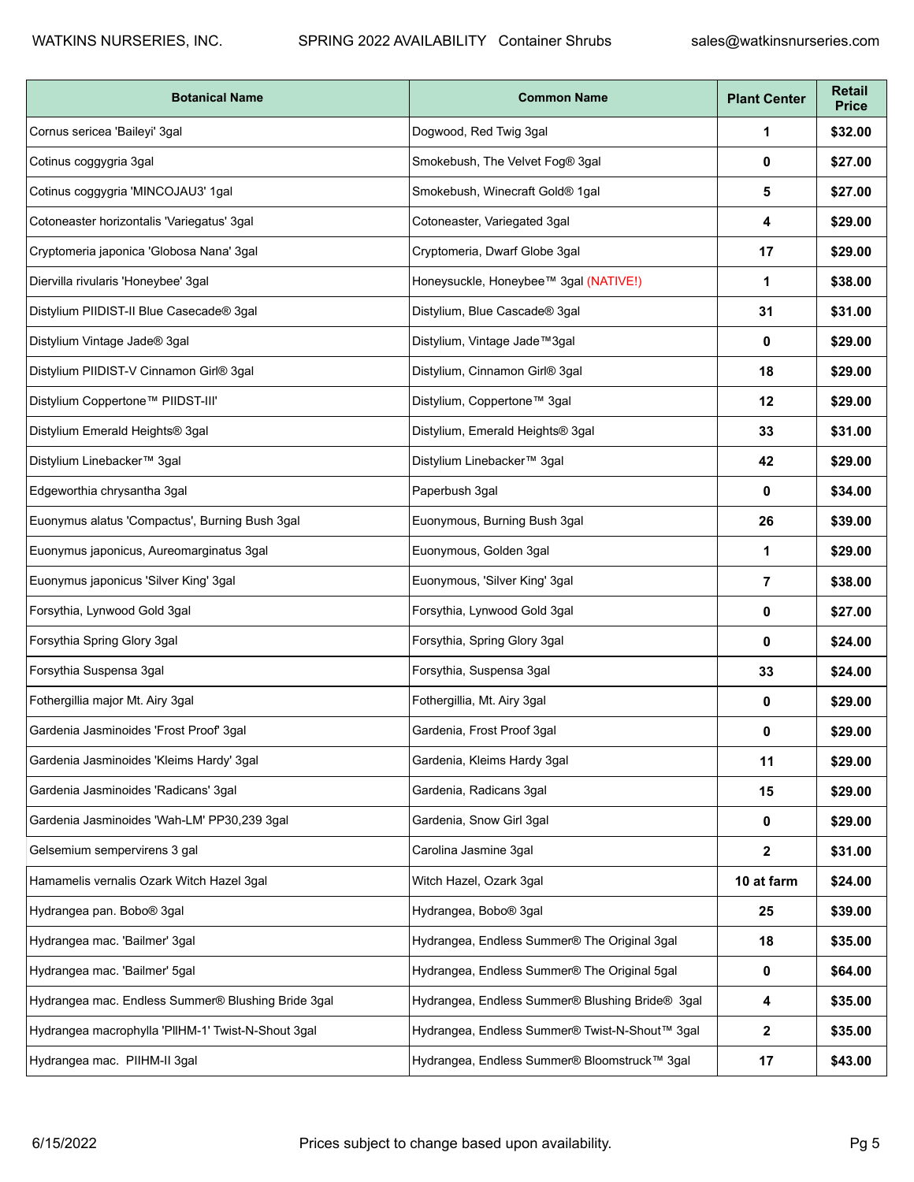| Botanical Name | Common Name | Plant Center | Retail Price |
|---|---|---|---|
| Cornus sericea 'Baileyi' 3gal | Dogwood, Red Twig 3gal | 1 | $32.00 |
| Cotinus coggygria 3gal | Smokebush, The Velvet Fog® 3gal | 0 | $27.00 |
| Cotinus coggygria 'MINCOJAU3' 1gal | Smokebush, Winecraft Gold® 1gal | 5 | $27.00 |
| Cotoneaster horizontalis 'Variegatus' 3gal | Cotoneaster, Variegated 3gal | 4 | $29.00 |
| Cryptomeria japonica 'Globosa Nana' 3gal | Cryptomeria, Dwarf Globe 3gal | 17 | $29.00 |
| Diervilla rivularis 'Honeybee' 3gal | Honeysuckle, Honeybee™ 3gal (NATIVE!) | 1 | $38.00 |
| Distylium PIIDIST-II Blue Casecade® 3gal | Distylium, Blue Cascade® 3gal | 31 | $31.00 |
| Distylium Vintage Jade® 3gal | Distylium, Vintage Jade™3gal | 0 | $29.00 |
| Distylium PIIDIST-V Cinnamon Girl® 3gal | Distylium, Cinnamon Girl® 3gal | 18 | $29.00 |
| Distylium Coppertone™ PIIDST-III' | Distylium, Coppertone™ 3gal | 12 | $29.00 |
| Distylium Emerald Heights® 3gal | Distylium, Emerald Heights® 3gal | 33 | $31.00 |
| Distylium Linebacker™ 3gal | Distylium Linebacker™ 3gal | 42 | $29.00 |
| Edgeworthia chrysantha 3gal | Paperbush 3gal | 0 | $34.00 |
| Euonymus alatus 'Compactus', Burning Bush 3gal | Euonymous, Burning Bush 3gal | 26 | $39.00 |
| Euonymus japonicus, Aureomarginatus 3gal | Euonymous, Golden 3gal | 1 | $29.00 |
| Euonymus japonicus 'Silver King' 3gal | Euonymous, 'Silver King' 3gal | 7 | $38.00 |
| Forsythia, Lynwood Gold 3gal | Forsythia, Lynwood Gold 3gal | 0 | $27.00 |
| Forsythia Spring Glory 3gal | Forsythia, Spring Glory 3gal | 0 | $24.00 |
| Forsythia Suspensa 3gal | Forsythia, Suspensa 3gal | 33 | $24.00 |
| Fothergillia major Mt. Airy 3gal | Fothergillia, Mt. Airy 3gal | 0 | $29.00 |
| Gardenia Jasminoides 'Frost Proof' 3gal | Gardenia, Frost Proof 3gal | 0 | $29.00 |
| Gardenia Jasminoides 'Kleims Hardy' 3gal | Gardenia, Kleims Hardy 3gal | 11 | $29.00 |
| Gardenia Jasminoides 'Radicans' 3gal | Gardenia, Radicans 3gal | 15 | $29.00 |
| Gardenia Jasminoides 'Wah-LM' PP30,239 3gal | Gardenia, Snow Girl 3gal | 0 | $29.00 |
| Gelsemium sempervirens 3 gal | Carolina Jasmine 3gal | 2 | $31.00 |
| Hamamelis vernalis Ozark Witch Hazel 3gal | Witch Hazel, Ozark 3gal | 10 at farm | $24.00 |
| Hydrangea pan. Bobo® 3gal | Hydrangea, Bobo® 3gal | 25 | $39.00 |
| Hydrangea mac. 'Bailmer' 3gal | Hydrangea, Endless Summer® The Original 3gal | 18 | $35.00 |
| Hydrangea mac. 'Bailmer' 5gal | Hydrangea, Endless Summer® The Original 5gal | 0 | $64.00 |
| Hydrangea mac. Endless Summer® Blushing Bride 3gal | Hydrangea, Endless Summer® Blushing Bride® 3gal | 4 | $35.00 |
| Hydrangea macrophylla 'PIIHM-1' Twist-N-Shout 3gal | Hydrangea, Endless Summer® Twist-N-Shout™ 3gal | 2 | $35.00 |
| Hydrangea mac. PIIHM-II 3gal | Hydrangea, Endless Summer® Bloomstruck™ 3gal | 17 | $43.00 |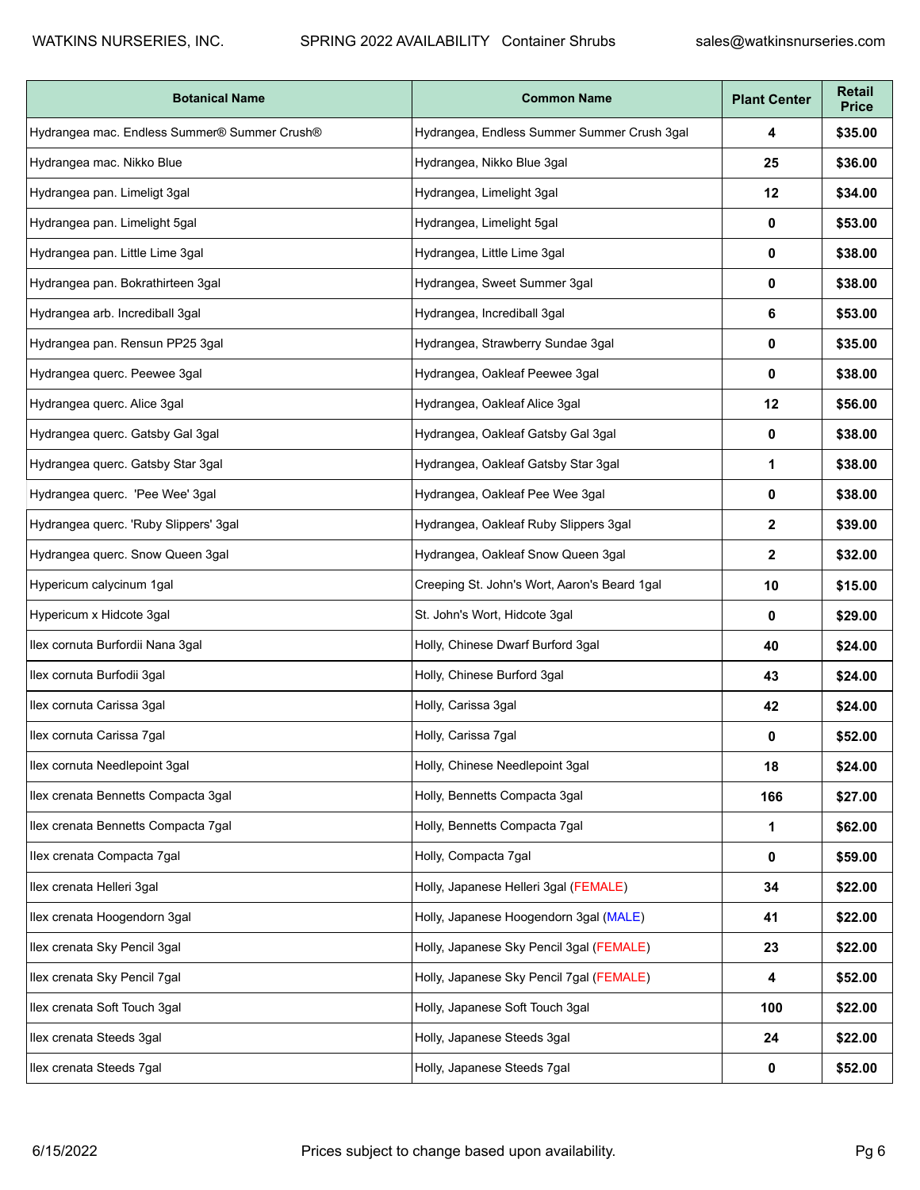| Botanical Name | Common Name | Plant Center | Retail Price |
|---|---|---|---|
| Hydrangea mac. Endless Summer® Summer Crush® | Hydrangea, Endless Summer Summer Crush 3gal | 4 | $35.00 |
| Hydrangea mac. Nikko Blue | Hydrangea, Nikko Blue 3gal | 25 | $36.00 |
| Hydrangea pan. Limeligt 3gal | Hydrangea, Limelight 3gal | 12 | $34.00 |
| Hydrangea pan. Limelight 5gal | Hydrangea, Limelight 5gal | 0 | $53.00 |
| Hydrangea pan. Little Lime 3gal | Hydrangea, Little Lime 3gal | 0 | $38.00 |
| Hydrangea pan. Bokrathirteen 3gal | Hydrangea, Sweet Summer 3gal | 0 | $38.00 |
| Hydrangea arb. Incrediball 3gal | Hydrangea, Incrediball 3gal | 6 | $53.00 |
| Hydrangea pan. Rensun PP25 3gal | Hydrangea, Strawberry Sundae 3gal | 0 | $35.00 |
| Hydrangea querc. Peewee 3gal | Hydrangea, Oakleaf Peewee 3gal | 0 | $38.00 |
| Hydrangea querc. Alice 3gal | Hydrangea, Oakleaf Alice 3gal | 12 | $56.00 |
| Hydrangea querc. Gatsby Gal 3gal | Hydrangea, Oakleaf Gatsby Gal 3gal | 0 | $38.00 |
| Hydrangea querc. Gatsby Star 3gal | Hydrangea, Oakleaf Gatsby Star 3gal | 1 | $38.00 |
| Hydrangea querc. 'Pee Wee' 3gal | Hydrangea, Oakleaf Pee Wee 3gal | 0 | $38.00 |
| Hydrangea querc. 'Ruby Slippers' 3gal | Hydrangea, Oakleaf Ruby Slippers 3gal | 2 | $39.00 |
| Hydrangea querc. Snow Queen 3gal | Hydrangea, Oakleaf Snow Queen 3gal | 2 | $32.00 |
| Hypericum calycinum 1gal | Creeping St. John's Wort, Aaron's Beard 1gal | 10 | $15.00 |
| Hypericum x Hidcote 3gal | St. John's Wort, Hidcote 3gal | 0 | $29.00 |
| Ilex cornuta Burfordii Nana 3gal | Holly, Chinese Dwarf Burford 3gal | 40 | $24.00 |
| Ilex cornuta Burfodii 3gal | Holly, Chinese Burford 3gal | 43 | $24.00 |
| Ilex cornuta Carissa 3gal | Holly, Carissa 3gal | 42 | $24.00 |
| Ilex cornuta Carissa 7gal | Holly, Carissa 7gal | 0 | $52.00 |
| Ilex cornuta Needlepoint 3gal | Holly, Chinese Needlepoint 3gal | 18 | $24.00 |
| Ilex crenata Bennetts Compacta 3gal | Holly, Bennetts Compacta 3gal | 166 | $27.00 |
| Ilex crenata Bennetts Compacta 7gal | Holly, Bennetts Compacta 7gal | 1 | $62.00 |
| Ilex crenata Compacta 7gal | Holly, Compacta 7gal | 0 | $59.00 |
| Ilex crenata Helleri 3gal | Holly, Japanese Helleri 3gal (FEMALE) | 34 | $22.00 |
| Ilex crenata Hoogendorn 3gal | Holly, Japanese Hoogendorn 3gal (MALE) | 41 | $22.00 |
| Ilex crenata Sky Pencil 3gal | Holly, Japanese Sky Pencil 3gal (FEMALE) | 23 | $22.00 |
| Ilex crenata Sky Pencil 7gal | Holly, Japanese Sky Pencil 7gal (FEMALE) | 4 | $52.00 |
| Ilex crenata Soft Touch 3gal | Holly, Japanese Soft Touch 3gal | 100 | $22.00 |
| Ilex crenata Steeds 3gal | Holly, Japanese Steeds 3gal | 24 | $22.00 |
| Ilex crenata Steeds 7gal | Holly, Japanese Steeds 7gal | 0 | $52.00 |

Prices subject to change based upon availability.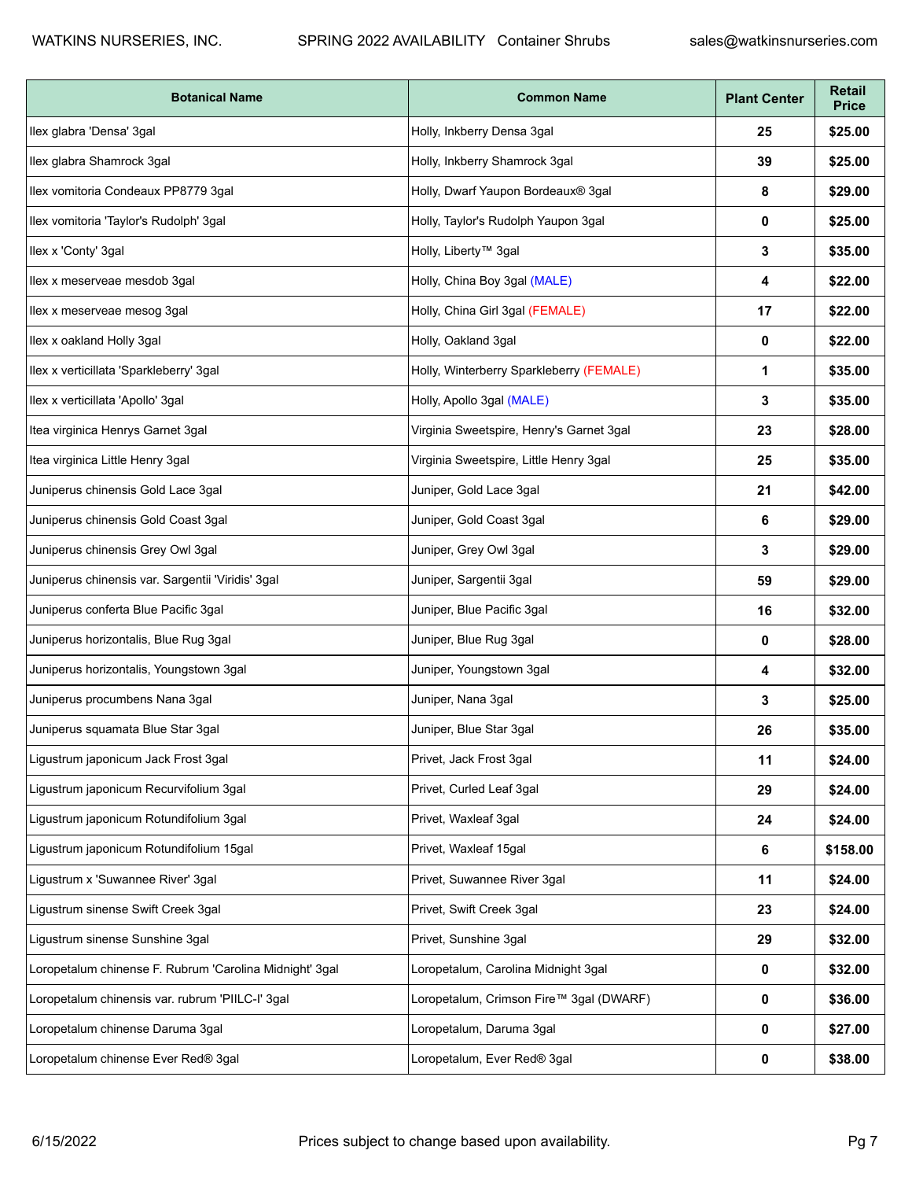| Botanical Name | Common Name | Plant Center | Retail Price |
|---|---|---|---|
| Ilex glabra 'Densa' 3gal | Holly, Inkberry Densa 3gal | 25 | $25.00 |
| Ilex glabra Shamrock 3gal | Holly, Inkberry Shamrock 3gal | 39 | $25.00 |
| Ilex vomitoria Condeaux PP8779 3gal | Holly, Dwarf Yaupon Bordeaux® 3gal | 8 | $29.00 |
| Ilex vomitoria 'Taylor's Rudolph' 3gal | Holly, Taylor's Rudolph Yaupon 3gal | 0 | $25.00 |
| Ilex x 'Conty' 3gal | Holly, Liberty™ 3gal | 3 | $35.00 |
| Ilex x meserveae mesdob 3gal | Holly, China Boy 3gal (MALE) | 4 | $22.00 |
| Ilex x meserveae mesog 3gal | Holly, China Girl 3gal (FEMALE) | 17 | $22.00 |
| Ilex x oakland Holly 3gal | Holly, Oakland 3gal | 0 | $22.00 |
| Ilex x verticillata 'Sparkleberry' 3gal | Holly, Winterberry Sparkleberry (FEMALE) | 1 | $35.00 |
| Ilex x verticillata 'Apollo' 3gal | Holly, Apollo 3gal (MALE) | 3 | $35.00 |
| Itea virginica Henrys Garnet 3gal | Virginia Sweetspire, Henry's Garnet 3gal | 23 | $28.00 |
| Itea virginica Little Henry 3gal | Virginia Sweetspire, Little Henry 3gal | 25 | $35.00 |
| Juniperus chinensis Gold Lace 3gal | Juniper, Gold Lace 3gal | 21 | $42.00 |
| Juniperus chinensis Gold Coast 3gal | Juniper, Gold Coast 3gal | 6 | $29.00 |
| Juniperus chinensis Grey Owl 3gal | Juniper, Grey Owl 3gal | 3 | $29.00 |
| Juniperus chinensis var. Sargentii 'Viridis' 3gal | Juniper, Sargentii 3gal | 59 | $29.00 |
| Juniperus conferta Blue Pacific 3gal | Juniper, Blue Pacific 3gal | 16 | $32.00 |
| Juniperus horizontalis, Blue Rug 3gal | Juniper, Blue Rug 3gal | 0 | $28.00 |
| Juniperus horizontalis, Youngstown 3gal | Juniper, Youngstown 3gal | 4 | $32.00 |
| Juniperus procumbens Nana 3gal | Juniper, Nana 3gal | 3 | $25.00 |
| Juniperus squamata Blue Star 3gal | Juniper, Blue Star 3gal | 26 | $35.00 |
| Ligustrum japonicum Jack Frost 3gal | Privet, Jack Frost 3gal | 11 | $24.00 |
| Ligustrum japonicum Recurvifolium 3gal | Privet, Curled Leaf 3gal | 29 | $24.00 |
| Ligustrum japonicum Rotundifolium 3gal | Privet, Waxleaf 3gal | 24 | $24.00 |
| Ligustrum japonicum Rotundifolium 15gal | Privet, Waxleaf 15gal | 6 | $158.00 |
| Ligustrum x 'Suwannee River' 3gal | Privet, Suwannee River 3gal | 11 | $24.00 |
| Ligustrum sinense Swift Creek 3gal | Privet, Swift Creek 3gal | 23 | $24.00 |
| Ligustrum sinense Sunshine 3gal | Privet, Sunshine 3gal | 29 | $32.00 |
| Loropetalum chinense F. Rubrum 'Carolina Midnight' 3gal | Loropetalum, Carolina Midnight 3gal | 0 | $32.00 |
| Loropetalum chinensis var. rubrum 'PIILC-I' 3gal | Loropetalum, Crimson Fire™ 3gal (DWARF) | 0 | $36.00 |
| Loropetalum chinense Daruma 3gal | Loropetalum, Daruma 3gal | 0 | $27.00 |
| Loropetalum chinense Ever Red® 3gal | Loropetalum, Ever Red® 3gal | 0 | $38.00 |

6/15/2022 Prices subject to change based upon availability.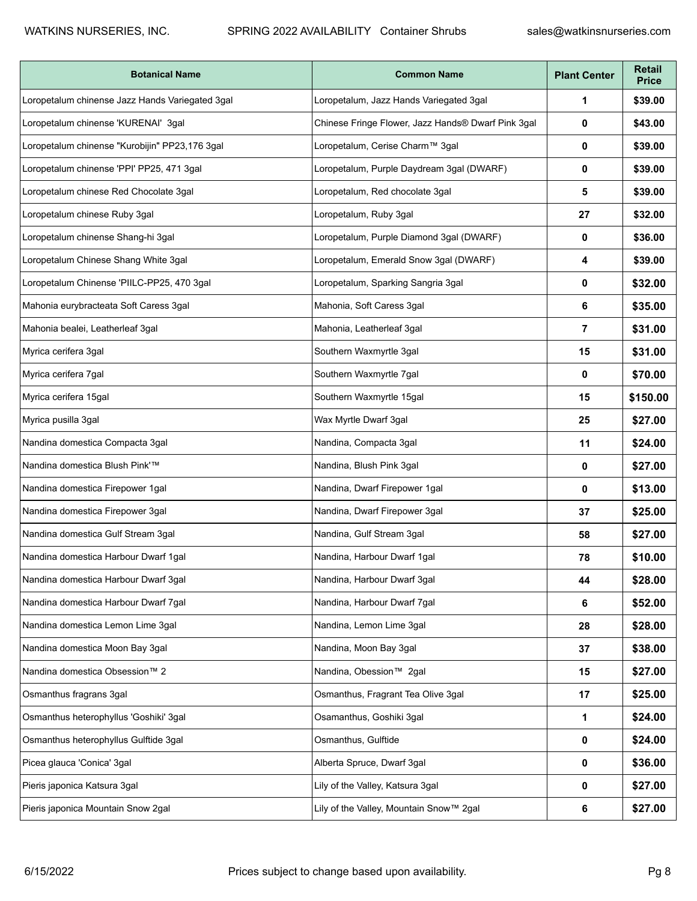| Botanical Name | Common Name | Plant Center | Retail Price |
|---|---|---|---|
| Loropetalum chinense Jazz Hands Variegated 3gal | Loropetalum, Jazz Hands Variegated 3gal | 1 | $39.00 |
| Loropetalum chinense 'KURENAI' 3gal | Chinese Fringe Flower, Jazz Hands® Dwarf Pink 3gal | 0 | $43.00 |
| Loropetalum chinense "Kurobijin" PP23,176 3gal | Loropetalum, Cerise Charm™ 3gal | 0 | $39.00 |
| Loropetalum chinense 'PPI' PP25, 471 3gal | Loropetalum, Purple Daydream 3gal (DWARF) | 0 | $39.00 |
| Loropetalum chinese Red Chocolate 3gal | Loropetalum, Red chocolate 3gal | 5 | $39.00 |
| Loropetalum chinese Ruby 3gal | Loropetalum, Ruby 3gal | 27 | $32.00 |
| Loropetalum chinense Shang-hi 3gal | Loropetalum, Purple Diamond 3gal (DWARF) | 0 | $36.00 |
| Loropetalum Chinese Shang White 3gal | Loropetalum, Emerald Snow 3gal (DWARF) | 4 | $39.00 |
| Loropetalum Chinense 'PIILC-PP25, 470 3gal | Loropetalum, Sparking Sangria 3gal | 0 | $32.00 |
| Mahonia eurybracteata Soft Caress 3gal | Mahonia, Soft Caress 3gal | 6 | $35.00 |
| Mahonia bealei, Leatherleaf 3gal | Mahonia, Leatherleaf 3gal | 7 | $31.00 |
| Myrica cerifera 3gal | Southern Waxmyrtle 3gal | 15 | $31.00 |
| Myrica cerifera 7gal | Southern Waxmyrtle 7gal | 0 | $70.00 |
| Myrica cerifera 15gal | Southern Waxmyrtle 15gal | 15 | $150.00 |
| Myrica pusilla 3gal | Wax Myrtle Dwarf 3gal | 25 | $27.00 |
| Nandina domestica Compacta 3gal | Nandina, Compacta 3gal | 11 | $24.00 |
| Nandina domestica Blush Pink'™ | Nandina, Blush Pink 3gal | 0 | $27.00 |
| Nandina domestica Firepower 1gal | Nandina, Dwarf Firepower 1gal | 0 | $13.00 |
| Nandina domestica Firepower 3gal | Nandina, Dwarf Firepower 3gal | 37 | $25.00 |
| Nandina domestica Gulf Stream 3gal | Nandina, Gulf Stream 3gal | 58 | $27.00 |
| Nandina domestica Harbour Dwarf 1gal | Nandina, Harbour Dwarf 1gal | 78 | $10.00 |
| Nandina domestica Harbour Dwarf 3gal | Nandina, Harbour Dwarf 3gal | 44 | $28.00 |
| Nandina domestica Harbour Dwarf 7gal | Nandina, Harbour Dwarf 7gal | 6 | $52.00 |
| Nandina domestica Lemon Lime 3gal | Nandina, Lemon Lime 3gal | 28 | $28.00 |
| Nandina domestica Moon Bay 3gal | Nandina, Moon Bay 3gal | 37 | $38.00 |
| Nandina domestica Obsession™ 2 | Nandina, Obession™ 2gal | 15 | $27.00 |
| Osmanthus fragrans 3gal | Osmanthus, Fragrant Tea Olive 3gal | 17 | $25.00 |
| Osmanthus heterophyllus 'Goshiki' 3gal | Osamanthus, Goshiki 3gal | 1 | $24.00 |
| Osmanthus heterophyllus Gulftide 3gal | Osmanthus, Gulftide | 0 | $24.00 |
| Picea glauca 'Conica' 3gal | Alberta Spruce, Dwarf 3gal | 0 | $36.00 |
| Pieris japonica Katsura 3gal | Lily of the Valley, Katsura 3gal | 0 | $27.00 |
| Pieris japonica Mountain Snow 2gal | Lily of the Valley, Mountain Snow™ 2gal | 6 | $27.00 |

Prices subject to change based upon availability.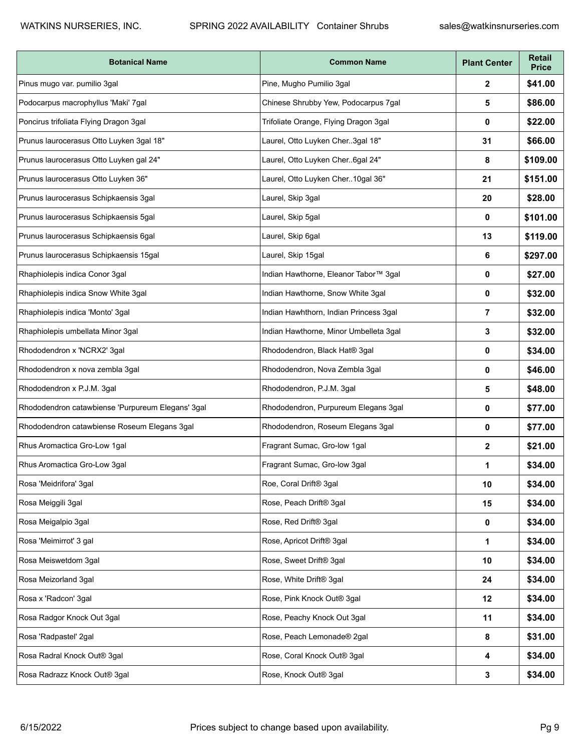| Botanical Name | Common Name | Plant Center | Retail Price |
| --- | --- | --- | --- |
| Pinus mugo var. pumilio 3gal | Pine, Mugho Pumilio 3gal | **2** | **$41.00** |
| Podocarpus macrophyllus 'Maki' 7gal | Chinese Shrubby Yew, Podocarpus 7gal | **5** | **$86.00** |
| Poncirus trifoliata Flying Dragon 3gal | Trifoliate Orange, Flying Dragon 3gal | **0** | **$22.00** |
| Prunus laurocerasus Otto Luyken 3gal 18" | Laurel, Otto Luyken Cher..3gal 18" | **31** | **$66.00** |
| Prunus laurocerasus Otto Luyken gal 24" | Laurel, Otto Luyken Cher..6gal 24" | **8** | **$109.00** |
| Prunus laurocerasus Otto Luyken 36" | Laurel, Otto Luyken Cher..10gal 36" | **21** | **$151.00** |
| Prunus laurocerasus Schipkaensis 3gal | Laurel, Skip 3gal | **20** | **$28.00** |
| Prunus laurocerasus Schipkaensis 5gal | Laurel, Skip 5gal | **0** | **$101.00** |
| Prunus laurocerasus Schipkaensis 6gal | Laurel, Skip 6gal | **13** | **$119.00** |
| Prunus laurocerasus Schipkaensis 15gal | Laurel, Skip 15gal | **6** | **$297.00** |
| Rhaphiolepis indica Conor 3gal | Indian Hawthorne, Eleanor Tabor™ 3gal | **0** | **$27.00** |
| Rhaphiolepis indica Snow White 3gal | Indian Hawthorne, Snow White 3gal | **0** | **$32.00** |
| Rhaphiolepis indica 'Monto' 3gal | Indian Hawhthorn, Indian Princess 3gal | **7** | **$32.00** |
| Rhaphiolepis umbellata Minor 3gal | Indian Hawthorne, Minor Umbelleta 3gal | **3** | **$32.00** |
| Rhododendron x 'NCRX2' 3gal | Rhododendron, Black Hat® 3gal | **0** | **$34.00** |
| Rhododendron x nova zembla 3gal | Rhododendron, Nova Zembla 3gal | **0** | **$46.00** |
| Rhododendron x P.J.M. 3gal | Rhododendron, P.J.M. 3gal | **5** | **$48.00** |
| Rhododendron catawbiense 'Purpureum Elegans' 3gal | Rhododendron, Purpureum Elegans 3gal | **0** | **$77.00** |
| Rhododendron catawbiense Roseum Elegans 3gal | Rhododendron, Roseum Elegans 3gal | **0** | **$77.00** |
| Rhus Aromactica Gro-Low 1gal | Fragrant Sumac, Gro-low 1gal | **2** | **$21.00** |
| Rhus Aromactica Gro-Low 3gal | Fragrant Sumac, Gro-low 3gal | **1** | **$34.00** |
| Rosa 'Meidrifora' 3gal | Roe, Coral Drift® 3gal | **10** | **$34.00** |
| Rosa Meiggili 3gal | Rose, Peach Drift® 3gal | **15** | **$34.00** |
| Rosa Meigalpio 3gal | Rose, Red Drift® 3gal | **0** | **$34.00** |
| Rosa 'Meimirrot' 3 gal | Rose, Apricot Drift® 3gal | **1** | **$34.00** |
| Rosa Meiswetdom 3gal | Rose, Sweet Drift® 3gal | **10** | **$34.00** |
| Rosa Meizorland 3gal | Rose, White Drift® 3gal | **24** | **$34.00** |
| Rosa x 'Radcon' 3gal | Rose, Pink Knock Out® 3gal | **12** | **$34.00** |
| Rosa Radgor Knock Out 3gal | Rose, Peachy Knock Out 3gal | **11** | **$34.00** |
| Rosa 'Radpastel' 2gal | Rose, Peach Lemonade® 2gal | **8** | **$31.00** |
| Rosa Radral Knock Out® 3gal | Rose, Coral Knock Out® 3gal | **4** | **$34.00** |
| Rosa Radrazz Knock Out® 3gal | Rose, Knock Out® 3gal | **3** | **$34.00** |

Prices subject to change based upon availability.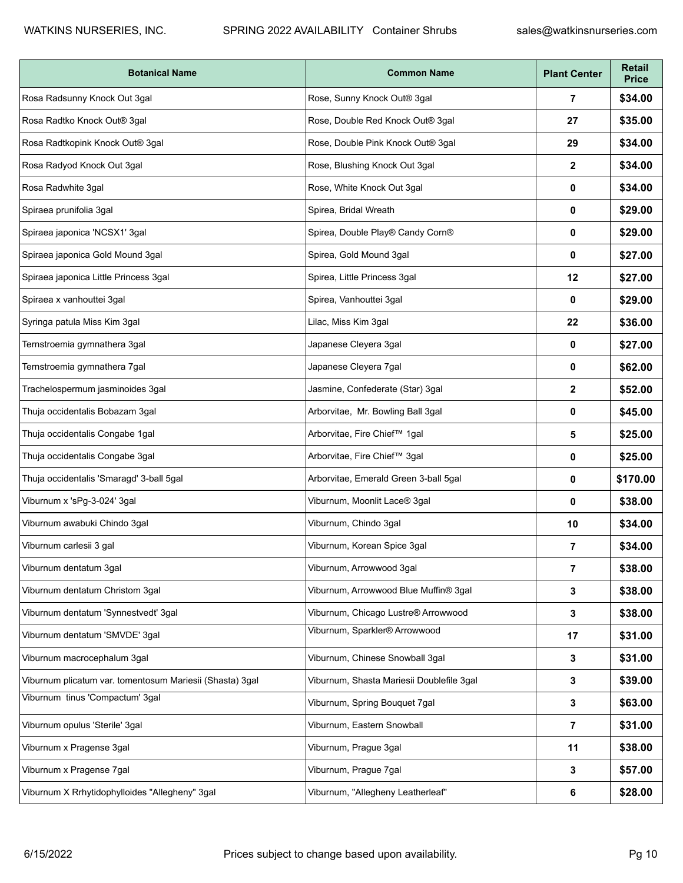| Botanical Name | Common Name | Plant Center | Retail Price |
|---|---|---|---|
| Rosa Radsunny Knock Out 3gal | Rose, Sunny Knock Out® 3gal | 7 | $34.00 |
| Rosa Radtko Knock Out® 3gal | Rose, Double Red Knock Out® 3gal | 27 | $35.00 |
| Rosa Radtkopink Knock Out® 3gal | Rose, Double Pink Knock Out® 3gal | 29 | $34.00 |
| Rosa Radyod Knock Out 3gal | Rose, Blushing Knock Out 3gal | 2 | $34.00 |
| Rosa Radwhite 3gal | Rose, White Knock Out 3gal | 0 | $34.00 |
| Spiraea prunifolia 3gal | Spirea, Bridal Wreath | 0 | $29.00 |
| Spiraea japonica 'NCSX1' 3gal | Spirea, Double Play® Candy Corn® | 0 | $29.00 |
| Spiraea japonica Gold Mound 3gal | Spirea, Gold Mound 3gal | 0 | $27.00 |
| Spiraea japonica Little Princess 3gal | Spirea, Little Princess 3gal | 12 | $27.00 |
| Spiraea x vanhouttei 3gal | Spirea, Vanhouttei 3gal | 0 | $29.00 |
| Syringa patula Miss Kim 3gal | Lilac, Miss Kim 3gal | 22 | $36.00 |
| Ternstroemia gymnathera 3gal | Japanese Cleyera 3gal | 0 | $27.00 |
| Ternstroemia gymnathera 7gal | Japanese Cleyera 7gal | 0 | $62.00 |
| Trachelospermum jasminoides 3gal | Jasmine, Confederate (Star) 3gal | 2 | $52.00 |
| Thuja occidentalis Bobazam 3gal | Arborvitae, Mr. Bowling Ball 3gal | 0 | $45.00 |
| Thuja occidentalis Congabe 1gal | Arborvitae, Fire Chief™ 1gal | 5 | $25.00 |
| Thuja occidentalis Congabe 3gal | Arborvitae, Fire Chief™ 3gal | 0 | $25.00 |
| Thuja occidentalis 'Smaragd' 3-ball 5gal | Arborvitae, Emerald Green 3-ball 5gal | 0 | $170.00 |
| Viburnum x 'sPg-3-024' 3gal | Viburnum, Moonlit Lace® 3gal | 0 | $38.00 |
| Viburnum awabuki Chindo 3gal | Viburnum, Chindo 3gal | 10 | $34.00 |
| Viburnum carlesii 3 gal | Viburnum, Korean Spice 3gal | 7 | $34.00 |
| Viburnum dentatum 3gal | Viburnum, Arrowwood 3gal | 7 | $38.00 |
| Viburnum dentatum Christom 3gal | Viburnum, Arrowwood Blue Muffin® 3gal | 3 | $38.00 |
| Viburnum dentatum 'Synnestvedt' 3gal | Viburnum, Chicago Lustre® Arrowwood | 3 | $38.00 |
| Viburnum dentatum 'SMVDE' 3gal | Viburnum, Sparkler® Arrowwood | 17 | $31.00 |
| Viburnum macrocephalum 3gal | Viburnum, Chinese Snowball 3gal | 3 | $31.00 |
| Viburnum plicatum var. tomentosum Mariesii (Shasta) 3gal | Viburnum, Shasta Mariesii Doublefile 3gal | 3 | $39.00 |
| Viburnum tinus 'Compactum' 3gal | Viburnum, Spring Bouquet 7gal | 3 | $63.00 |
| Viburnum opulus 'Sterile' 3gal | Viburnum, Eastern Snowball | 7 | $31.00 |
| Viburnum x Pragense 3gal | Viburnum, Prague 3gal | 11 | $38.00 |
| Viburnum x Pragense 7gal | Viburnum, Prague 7gal | 3 | $57.00 |
| Viburnum X Rrhytidophylloides "Allegheny" 3gal | Viburnum, "Allegheny Leatherleaf" | 6 | $28.00 |

Prices subject to change based upon availability.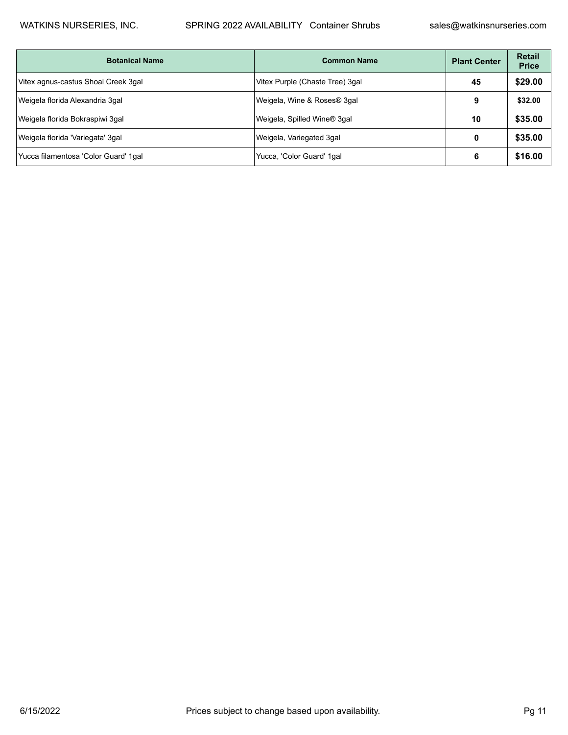| Botanical Name | Common Name | Plant Center | Retail Price |
|---|---|---|---|
| Vitex agnus-castus Shoal Creek 3gal | Vitex Purple (Chaste Tree) 3gal | 45 | $29.00 |
| Weigela florida Alexandria 3gal | Weigela, Wine & Roses® 3gal | 9 | $32.00 |
| Weigela florida Bokraspiwi 3gal | Weigela, Spilled Wine® 3gal | 10 | $35.00 |
| Weigela florida 'Variegata' 3gal | Weigela, Variegated 3gal | 0 | $35.00 |
| Yucca filamentosa 'Color Guard' 1gal | Yucca, 'Color Guard' 1gal | 6 | $16.00 |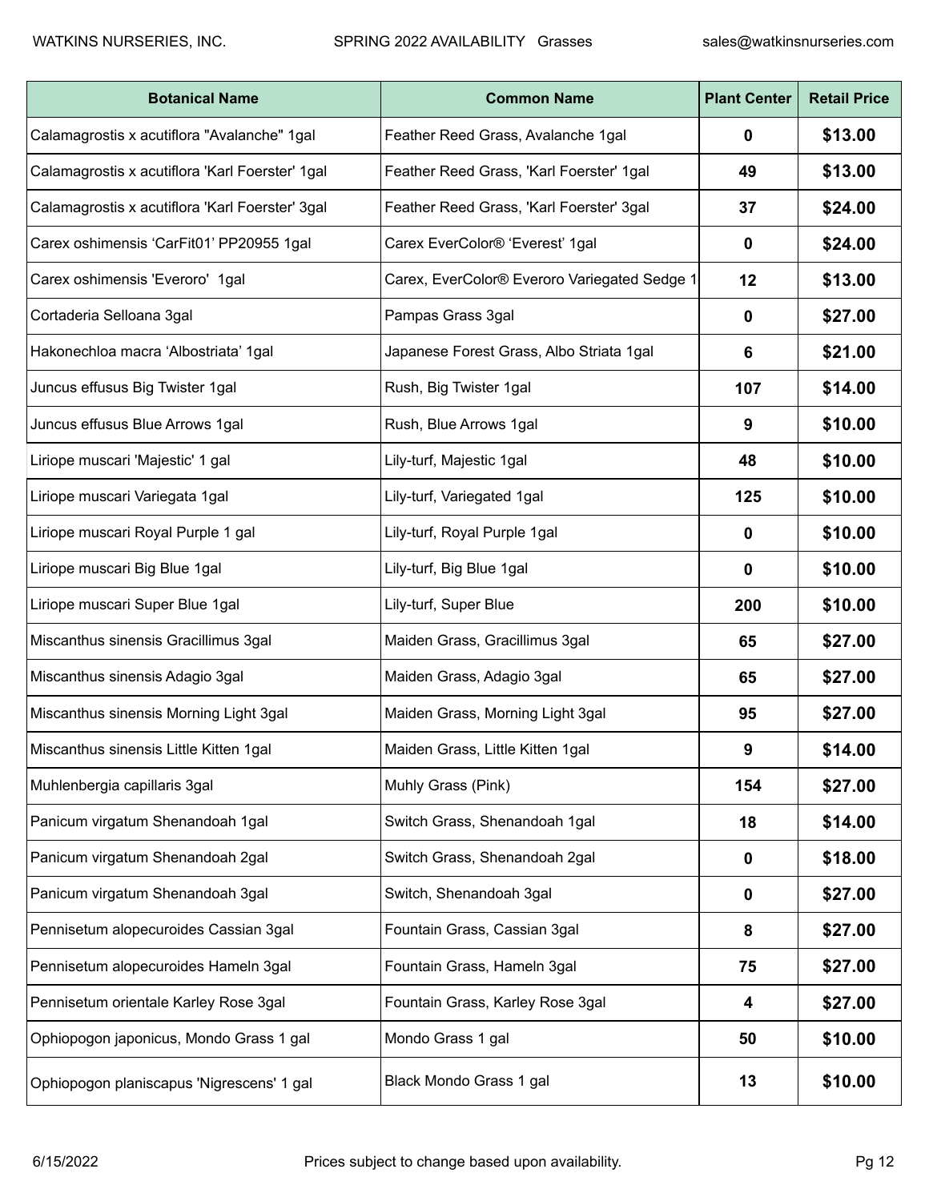| Botanical Name | Common Name | Plant Center | Retail Price |
|---|---|---|---|
| Calamagrostis x acutiflora "Avalanche" 1gal | Feather Reed Grass, Avalanche 1gal | **0** | **$13.00** |
| Calamagrostis x acutiflora 'Karl Foerster' 1gal | Feather Reed Grass, 'Karl Foerster' 1gal | **49** | **$13.00** |
| Calamagrostis x acutiflora 'Karl Foerster' 3gal | Feather Reed Grass, 'Karl Foerster' 3gal | **37** | **$24.00** |
| Carex oshimensis 'CarFit01' PP20955 1gal | Carex EverColor® 'Everest' 1gal | **0** | **$24.00** |
| Carex oshimensis 'Everoro' 1gal | Carex, EverColor® Everoro Variegated Sedge 1 | **12** | **$13.00** |
| Cortaderia Selloana 3gal | Pampas Grass 3gal | **0** | **$27.00** |
| Hakonechloa macra 'Albostriata' 1gal | Japanese Forest Grass, Albo Striata 1gal | **6** | **$21.00** |
| Juncus effusus Big Twister 1gal | Rush, Big Twister 1gal | **107** | **$14.00** |
| Juncus effusus Blue Arrows 1gal | Rush, Blue Arrows 1gal | **9** | **$10.00** |
| Liriope muscari 'Majestic' 1 gal | Lily-turf, Majestic 1gal | **48** | **$10.00** |
| Liriope muscari Variegata 1gal | Lily-turf, Variegated 1gal | **125** | **$10.00** |
| Liriope muscari Royal Purple 1 gal | Lily-turf, Royal Purple 1gal | **0** | **$10.00** |
| Liriope muscari Big Blue 1gal | Lily-turf, Big Blue 1gal | **0** | **$10.00** |
| Liriope muscari Super Blue 1gal | Lily-turf, Super Blue | **200** | **$10.00** |
| Miscanthus sinensis Gracillimus 3gal | Maiden Grass, Gracillimus 3gal | **65** | **$27.00** |
| Miscanthus sinensis Adagio 3gal | Maiden Grass, Adagio 3gal | **65** | **$27.00** |
| Miscanthus sinensis Morning Light 3gal | Maiden Grass, Morning Light 3gal | **95** | **$27.00** |
| Miscanthus sinensis Little Kitten 1gal | Maiden Grass, Little Kitten 1gal | **9** | **$14.00** |
| Muhlenbergia capillaris 3gal | Muhly Grass (Pink) | **154** | **$27.00** |
| Panicum virgatum Shenandoah 1gal | Switch Grass, Shenandoah 1gal | **18** | **$14.00** |
| Panicum virgatum Shenandoah 2gal | Switch Grass, Shenandoah 2gal | **0** | **$18.00** |
| Panicum virgatum Shenandoah 3gal | Switch, Shenandoah 3gal | **0** | **$27.00** |
| Pennisetum alopecuroides Cassian 3gal | Fountain Grass, Cassian 3gal | **8** | **$27.00** |
| Pennisetum alopecuroides Hameln 3gal | Fountain Grass, Hameln 3gal | **75** | **$27.00** |
| Pennisetum orientale Karley Rose 3gal | Fountain Grass, Karley Rose 3gal | **4** | **$27.00** |
| Ophiopogon japonicus, Mondo Grass 1 gal | Mondo Grass 1 gal | **50** | **$10.00** |
| Ophiopogon planiscapus 'Nigrescens' 1 gal | Black Mondo Grass 1 gal | **13** | **$10.00** |

Prices subject to change based upon availability.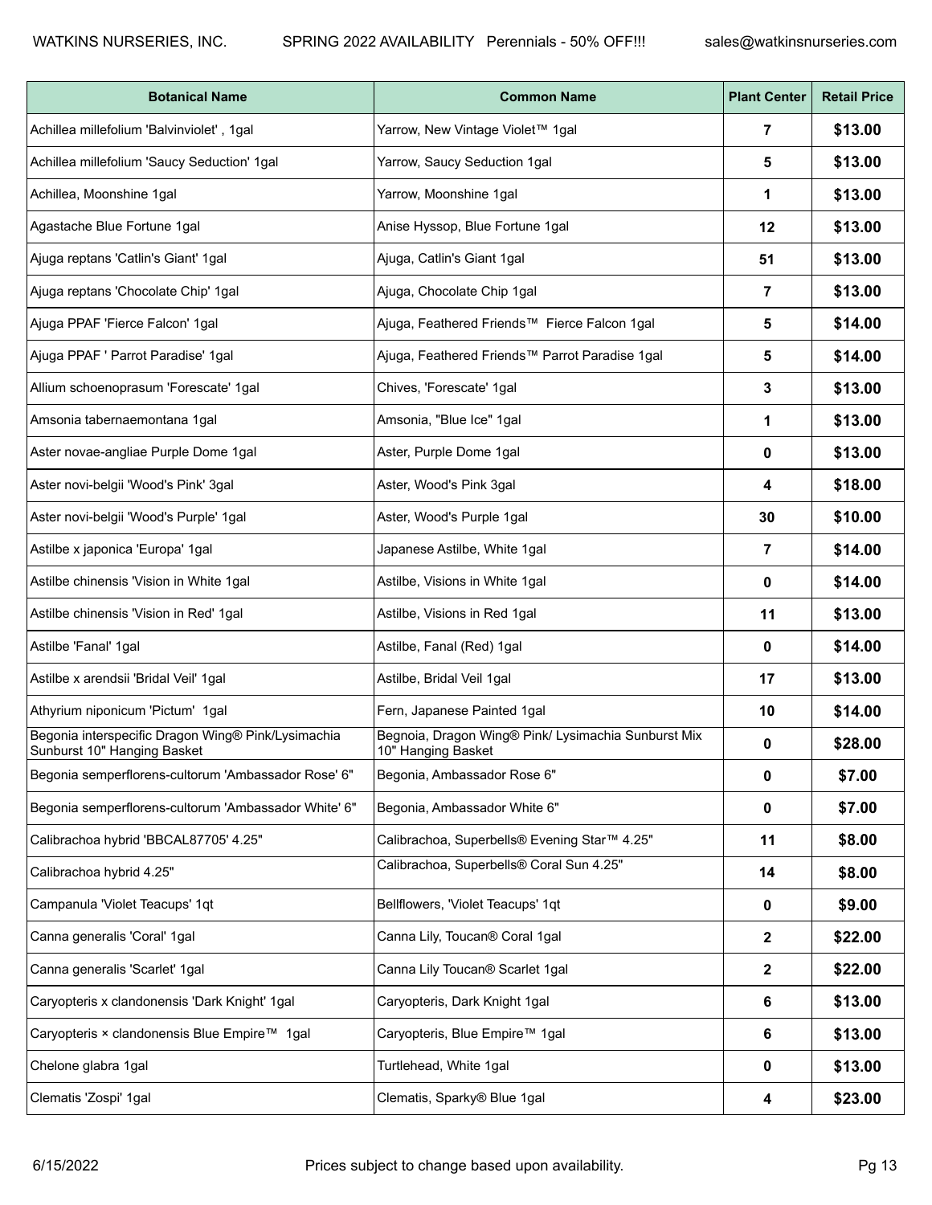| Botanical Name | Common Name | Plant Center | Retail Price |
| --- | --- | --- | --- |
| Achillea millefolium 'Balvinviolet' , 1gal | Yarrow, New Vintage Violet™ 1gal | 7 | $13.00 |
| Achillea millefolium 'Saucy Seduction' 1gal | Yarrow, Saucy Seduction 1gal | 5 | $13.00 |
| Achillea, Moonshine 1gal | Yarrow, Moonshine 1gal | 1 | $13.00 |
| Agastache Blue Fortune 1gal | Anise Hyssop, Blue Fortune 1gal | 12 | $13.00 |
| Ajuga reptans 'Catlin's Giant' 1gal | Ajuga, Catlin's Giant 1gal | 51 | $13.00 |
| Ajuga reptans 'Chocolate Chip' 1gal | Ajuga, Chocolate Chip 1gal | 7 | $13.00 |
| Ajuga PPAF 'Fierce Falcon' 1gal | Ajuga, Feathered Friends™ Fierce Falcon 1gal | 5 | $14.00 |
| Ajuga PPAF ' Parrot Paradise' 1gal | Ajuga, Feathered Friends™ Parrot Paradise 1gal | 5 | $14.00 |
| Allium schoenoprasum 'Forescate' 1gal | Chives, 'Forescate' 1gal | 3 | $13.00 |
| Amsonia tabernaemontana 1gal | Amsonia, "Blue Ice" 1gal | 1 | $13.00 |
| Aster novae-angliae Purple Dome 1gal | Aster, Purple Dome 1gal | 0 | $13.00 |
| Aster novi-belgii 'Wood's Pink' 3gal | Aster, Wood's Pink 3gal | 4 | $18.00 |
| Aster novi-belgii 'Wood's Purple' 1gal | Aster, Wood's Purple 1gal | 30 | $10.00 |
| Astilbe x japonica 'Europa' 1gal | Japanese Astilbe, White 1gal | 7 | $14.00 |
| Astilbe chinensis 'Vision in White 1gal | Astilbe, Visions in White 1gal | 0 | $14.00 |
| Astilbe chinensis 'Vision in Red' 1gal | Astilbe, Visions in Red 1gal | 11 | $13.00 |
| Astilbe 'Fanal' 1gal | Astilbe, Fanal (Red) 1gal | 0 | $14.00 |
| Astilbe x arendsii 'Bridal Veil' 1gal | Astilbe, Bridal Veil 1gal | 17 | $13.00 |
| Athyrium niponicum 'Pictum' 1gal | Fern, Japanese Painted 1gal | 10 | $14.00 |
| Begonia interspecific Dragon Wing® Pink/Lysimachia Sunburst 10" Hanging Basket | Begnoia, Dragon Wing® Pink/ Lysimachia Sunburst Mix 10" Hanging Basket | 0 | $28.00 |
| Begonia semperflorens-cultorum 'Ambassador Rose' 6" | Begonia, Ambassador Rose 6" | 0 | $7.00 |
| Begonia semperflorens-cultorum 'Ambassador White' 6" | Begonia, Ambassador White 6" | 0 | $7.00 |
| Calibrachoa hybrid 'BBCAL87705' 4.25" | Calibrachoa, Superbells® Evening Star™ 4.25" | 11 | $8.00 |
| Calibrachoa hybrid 4.25" | Calibrachoa, Superbells® Coral Sun 4.25" | 14 | $8.00 |
| Campanula 'Violet Teacups' 1qt | Bellflowers, 'Violet Teacups' 1qt | 0 | $9.00 |
| Canna generalis 'Coral' 1gal | Canna Lily, Toucan® Coral 1gal | 2 | $22.00 |
| Canna generalis 'Scarlet' 1gal | Canna Lily Toucan® Scarlet 1gal | 2 | $22.00 |
| Caryopteris x clandonensis 'Dark Knight' 1gal | Caryopteris, Dark Knight 1gal | 6 | $13.00 |
| Caryopteris × clandonensis Blue Empire™ 1gal | Caryopteris, Blue Empire™ 1gal | 6 | $13.00 |
| Chelone glabra 1gal | Turtlehead, White 1gal | 0 | $13.00 |
| Clematis 'Zospi' 1gal | Clematis, Sparky® Blue 1gal | 4 | $23.00 |

Prices subject to change based upon availability.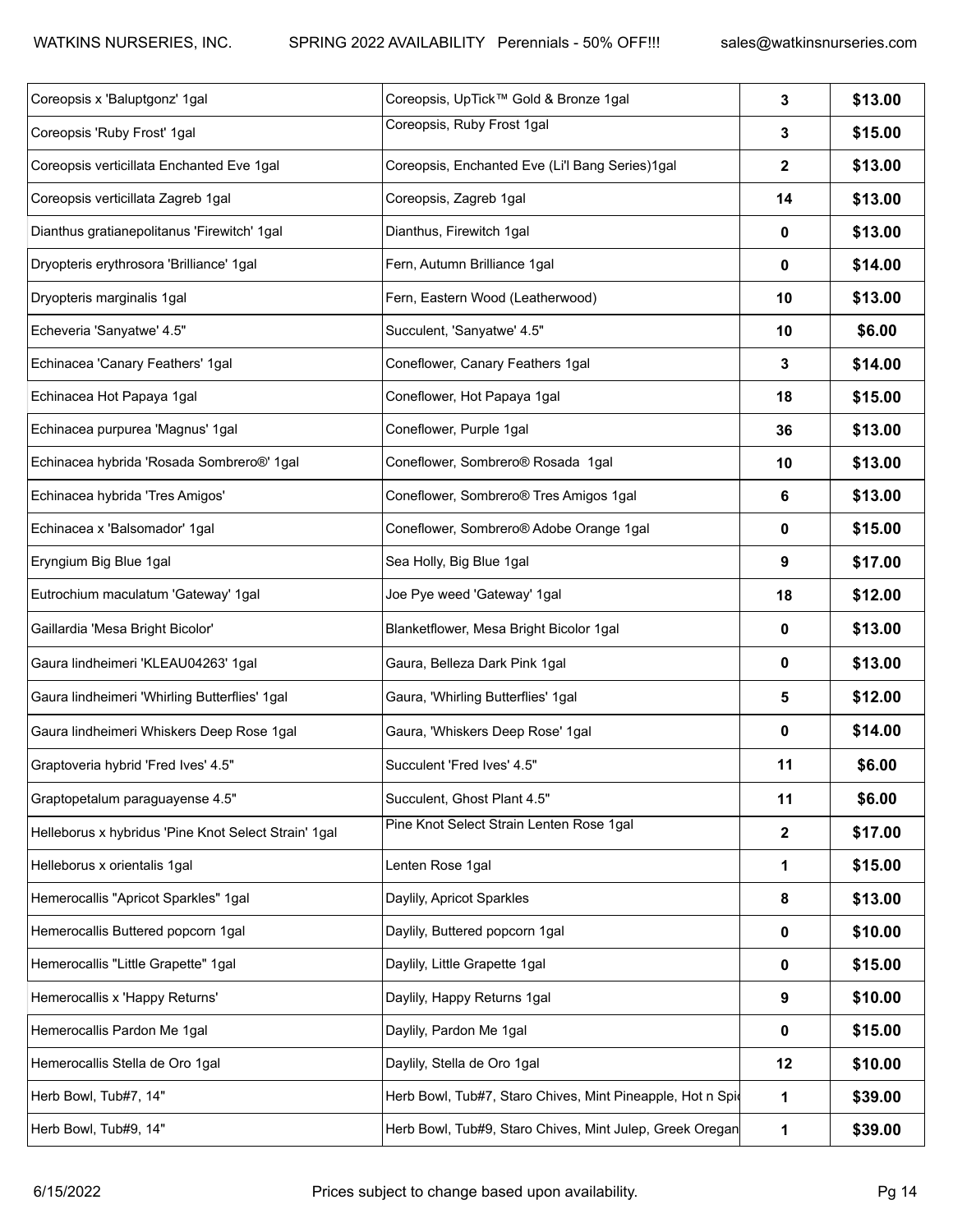| | | | |
|---|---|---|---|
| Coreopsis x 'Baluptgonz' 1gal | Coreopsis, UpTick™ Gold & Bronze 1gal | 3 | $13.00 |
| Coreopsis 'Ruby Frost' 1gal | Coreopsis, Ruby Frost 1gal | 3 | $15.00 |
| Coreopsis verticillata Enchanted Eve 1gal | Coreopsis, Enchanted Eve (Li'l Bang Series)1gal | 2 | $13.00 |
| Coreopsis verticillata Zagreb 1gal | Coreopsis, Zagreb 1gal | 14 | $13.00 |
| Dianthus gratianepolitanus 'Firewitch' 1gal | Dianthus, Firewitch 1gal | 0 | $13.00 |
| Dryopteris erythrosora 'Brilliance' 1gal | Fern, Autumn Brilliance 1gal | 0 | $14.00 |
| Dryopteris marginalis 1gal | Fern, Eastern Wood (Leatherwood) | 10 | $13.00 |
| Echeveria 'Sanyatwe' 4.5" | Succulent, 'Sanyatwe' 4.5" | 10 | $6.00 |
| Echinacea 'Canary Feathers' 1gal | Coneflower, Canary Feathers 1gal | 3 | $14.00 |
| Echinacea Hot Papaya 1gal | Coneflower, Hot Papaya 1gal | 18 | $15.00 |
| Echinacea purpurea 'Magnus' 1gal | Coneflower, Purple 1gal | 36 | $13.00 |
| Echinacea hybrida 'Rosada Sombrero®' 1gal | Coneflower, Sombrero® Rosada 1gal | 10 | $13.00 |
| Echinacea hybrida 'Tres Amigos' | Coneflower, Sombrero® Tres Amigos 1gal | 6 | $13.00 |
| Echinacea x 'Balsomador' 1gal | Coneflower, Sombrero® Adobe Orange 1gal | 0 | $15.00 |
| Eryngium Big Blue 1gal | Sea Holly, Big Blue 1gal | 9 | $17.00 |
| Eutrochium maculatum 'Gateway' 1gal | Joe Pye weed 'Gateway' 1gal | 18 | $12.00 |
| Gaillardia 'Mesa Bright Bicolor' | Blanketflower, Mesa Bright Bicolor 1gal | 0 | $13.00 |
| Gaura lindheimeri 'KLEAU04263' 1gal | Gaura, Belleza Dark Pink 1gal | 0 | $13.00 |
| Gaura lindheimeri 'Whirling Butterflies' 1gal | Gaura, 'Whirling Butterflies' 1gal | 5 | $12.00 |
| Gaura lindheimeri Whiskers Deep Rose 1gal | Gaura, 'Whiskers Deep Rose' 1gal | 0 | $14.00 |
| Graptoveria hybrid 'Fred Ives' 4.5" | Succulent 'Fred Ives' 4.5" | 11 | $6.00 |
| Graptopetalum paraguayense 4.5" | Succulent, Ghost Plant 4.5" | 11 | $6.00 |
| Helleborus x hybridus 'Pine Knot Select Strain' 1gal | Pine Knot Select Strain Lenten Rose 1gal | 2 | $17.00 |
| Helleborus x orientalis 1gal | Lenten Rose 1gal | 1 | $15.00 |
| Hemerocallis "Apricot Sparkles" 1gal | Daylily, Apricot Sparkles | 8 | $13.00 |
| Hemerocallis Buttered popcorn 1gal | Daylily, Buttered popcorn 1gal | 0 | $10.00 |
| Hemerocallis "Little Grapette" 1gal | Daylily, Little Grapette 1gal | 0 | $15.00 |
| Hemerocallis x 'Happy Returns' | Daylily, Happy Returns 1gal | 9 | $10.00 |
| Hemerocallis Pardon Me 1gal | Daylily, Pardon Me 1gal | 0 | $15.00 |
| Hemerocallis Stella de Oro 1gal | Daylily, Stella de Oro 1gal | 12 | $10.00 |
| Herb Bowl, Tub#7, 14" | Herb Bowl, Tub#7, Staro Chives, Mint Pineapple, Hot n Spic | 1 | $39.00 |
| Herb Bowl, Tub#9, 14" | Herb Bowl, Tub#9, Staro Chives, Mint Julep, Greek Oregan | 1 | $39.00 |

6/15/2022 Prices subject to change based upon availability.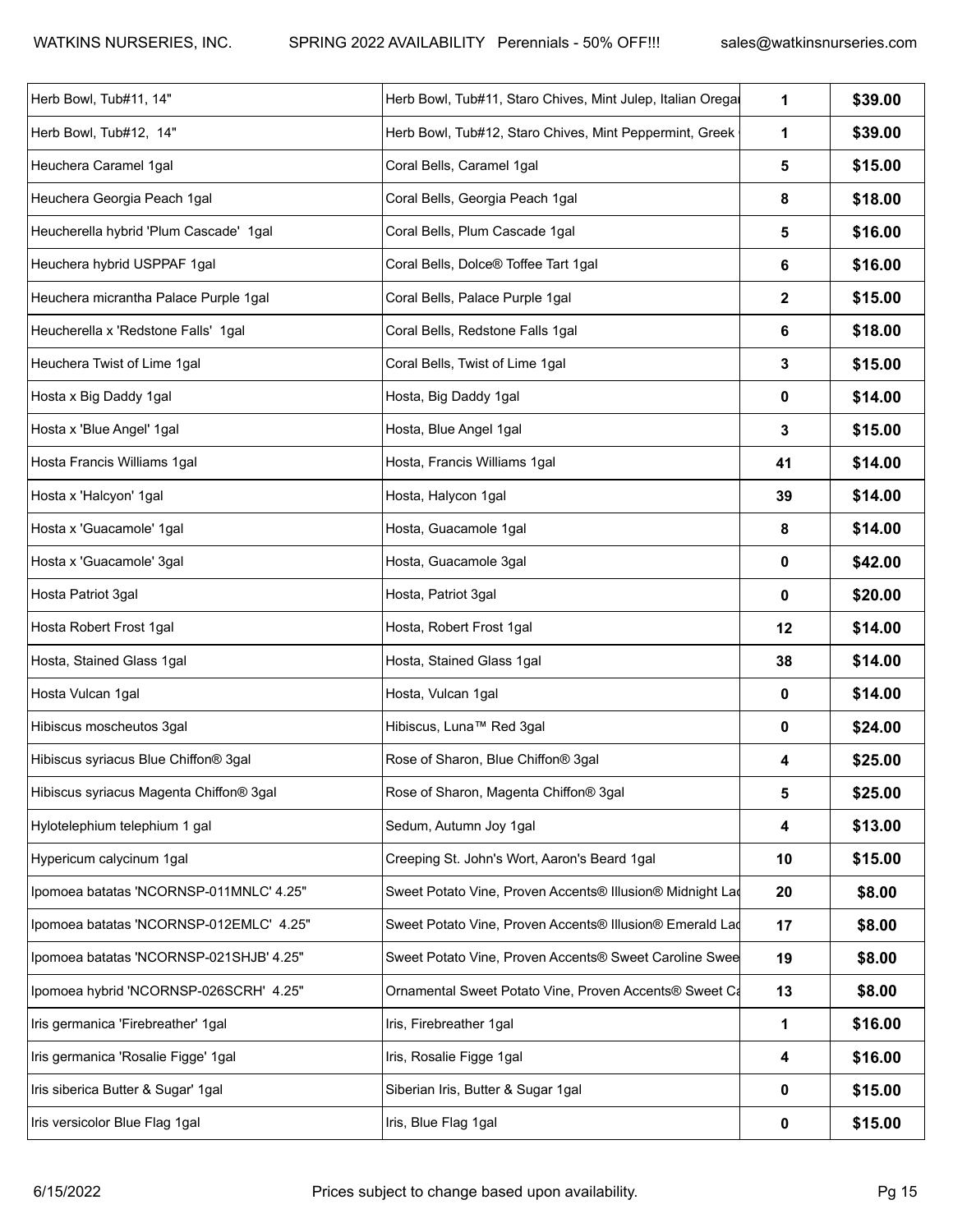| | | | |
|---|---|---|---|
| Herb Bowl, Tub#11, 14" | Herb Bowl, Tub#11, Staro Chives, Mint Julep, Italian Oregan | 1 | $39.00 |
| Herb Bowl, Tub#12, 14" | Herb Bowl, Tub#12, Staro Chives, Mint Peppermint, Greek | 1 | $39.00 |
| Heuchera Caramel 1gal | Coral Bells, Caramel 1gal | 5 | $15.00 |
| Heuchera Georgia Peach 1gal | Coral Bells, Georgia Peach 1gal | 8 | $18.00 |
| Heucherella hybrid 'Plum Cascade' 1gal | Coral Bells, Plum Cascade 1gal | 5 | $16.00 |
| Heuchera hybrid USPPAF 1gal | Coral Bells, Dolce® Toffee Tart 1gal | 6 | $16.00 |
| Heuchera micrantha Palace Purple 1gal | Coral Bells, Palace Purple 1gal | 2 | $15.00 |
| Heucherella x 'Redstone Falls' 1gal | Coral Bells, Redstone Falls 1gal | 6 | $18.00 |
| Heuchera Twist of Lime 1gal | Coral Bells, Twist of Lime 1gal | 3 | $15.00 |
| Hosta x Big Daddy 1gal | Hosta, Big Daddy 1gal | 0 | $14.00 |
| Hosta x 'Blue Angel' 1gal | Hosta, Blue Angel 1gal | 3 | $15.00 |
| Hosta Francis Williams 1gal | Hosta, Francis Williams 1gal | 41 | $14.00 |
| Hosta x 'Halcyon' 1gal | Hosta, Halcyon 1gal | 39 | $14.00 |
| Hosta x 'Guacamole' 1gal | Hosta, Guacamole 1gal | 8 | $14.00 |
| Hosta x 'Guacamole' 3gal | Hosta, Guacamole 3gal | 0 | $42.00 |
| Hosta Patriot 3gal | Hosta, Patriot 3gal | 0 | $20.00 |
| Hosta Robert Frost 1gal | Hosta, Robert Frost 1gal | 12 | $14.00 |
| Hosta, Stained Glass 1gal | Hosta, Stained Glass 1gal | 38 | $14.00 |
| Hosta Vulcan 1gal | Hosta, Vulcan 1gal | 0 | $14.00 |
| Hibiscus moscheutos 3gal | Hibiscus, Luna™ Red 3gal | 0 | $24.00 |
| Hibiscus syriacus Blue Chiffon® 3gal | Rose of Sharon, Blue Chiffon® 3gal | 4 | $25.00 |
| Hibiscus syriacus Magenta Chiffon® 3gal | Rose of Sharon, Magenta Chiffon® 3gal | 5 | $25.00 |
| Hylotelephium telephium 1 gal | Sedum, Autumn Joy 1gal | 4 | $13.00 |
| Hypericum calycinum 1gal | Creeping St. John's Wort, Aaron's Beard 1gal | 10 | $15.00 |
| Ipomoea batatas 'NCORNSP-011MNLC' 4.25" | Sweet Potato Vine, Proven Accents® Illusion® Midnight Lac | 20 | $8.00 |
| Ipomoea batatas 'NCORNSP-012EMLC' 4.25" | Sweet Potato Vine, Proven Accents® Illusion® Emerald Lac | 17 | $8.00 |
| Ipomoea batatas 'NCORNSP-021SHJB' 4.25" | Sweet Potato Vine, Proven Accents® Sweet Caroline Swee | 19 | $8.00 |
| Ipomoea hybrid 'NCORNSP-026SCRH' 4.25" | Ornamental Sweet Potato Vine, Proven Accents® Sweet Ca | 13 | $8.00 |
| Iris germanica 'Firebreather' 1gal | Iris, Firebreather 1gal | 1 | $16.00 |
| Iris germanica 'Rosalie Figge' 1gal | Iris, Rosalie Figge 1gal | 4 | $16.00 |
| Iris siberica Butter & Sugar' 1gal | Siberian Iris, Butter & Sugar 1gal | 0 | $15.00 |
| Iris versicolor Blue Flag 1gal | Iris, Blue Flag 1gal | 0 | $15.00 |

Prices subject to change based upon availability.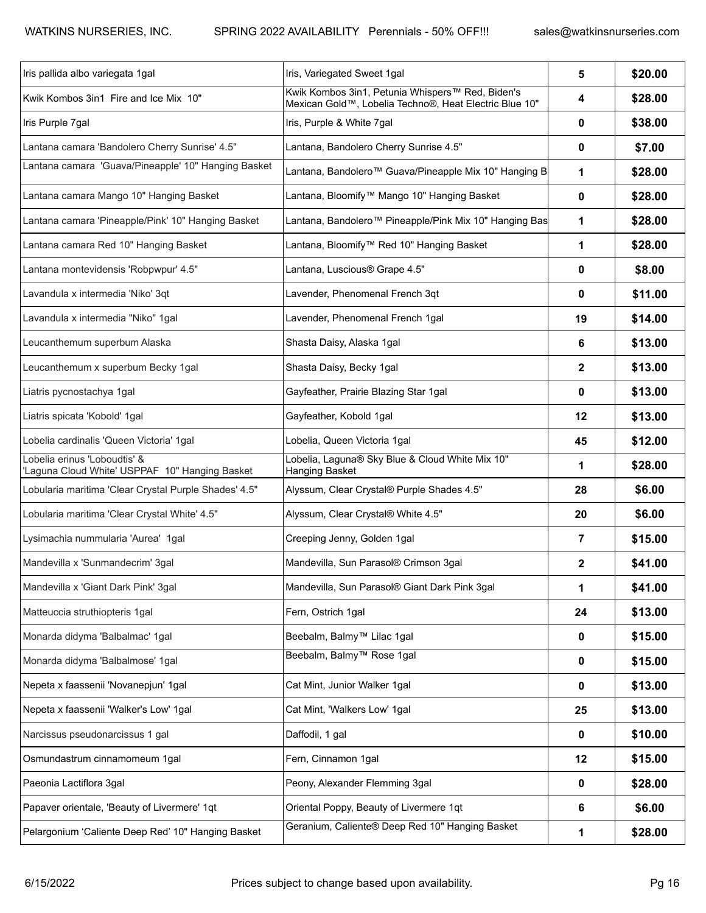| Iris pallida albo variegata 1gal | Iris, Variegated Sweet 1gal | 5 | $20.00 |
|---|---|---|---|
| Kwik Kombos 3in1 Fire and Ice Mix 10" | Kwik Kombos 3in1, Petunia Whispers™ Red, Biden's Mexican Gold™, Lobelia Techno®, Heat Electric Blue 10" | 4 | $28.00 |
| Iris Purple 7gal | Iris, Purple & White 7gal | 0 | $38.00 |
| Lantana camara 'Bandolero Cherry Sunrise' 4.5" | Lantana, Bandolero Cherry Sunrise 4.5" | 0 | $7.00 |
| Lantana camara 'Guava/Pineapple' 10" Hanging Basket | Lantana, Bandolero™ Guava/Pineapple Mix 10" Hanging B | 1 | $28.00 |
| Lantana camara Mango 10" Hanging Basket | Lantana, Bloomify™ Mango 10" Hanging Basket | 0 | $28.00 |
| Lantana camara 'Pineapple/Pink' 10" Hanging Basket | Lantana, Bandolero™ Pineapple/Pink Mix 10" Hanging Bas | 1 | $28.00 |
| Lantana camara Red 10" Hanging Basket | Lantana, Bloomify™ Red 10" Hanging Basket | 1 | $28.00 |
| Lantana montevidensis 'Robpwpur' 4.5" | Lantana, Luscious® Grape 4.5" | 0 | $8.00 |
| Lavandula x intermedia 'Niko' 3qt | Lavender, Phenomenal French 3qt | 0 | $11.00 |
| Lavandula x intermedia "Niko" 1gal | Lavender, Phenomenal French 1gal | 19 | $14.00 |
| Leucanthemum superbum Alaska | Shasta Daisy, Alaska 1gal | 6 | $13.00 |
| Leucanthemum x superbum Becky 1gal | Shasta Daisy, Becky 1gal | 2 | $13.00 |
| Liatris pycnostachya 1gal | Gayfeather, Prairie Blazing Star 1gal | 0 | $13.00 |
| Liatris spicata 'Kobold' 1gal | Gayfeather, Kobold 1gal | 12 | $13.00 |
| Lobelia cardinalis 'Queen Victoria' 1gal | Lobelia, Queen Victoria 1gal | 45 | $12.00 |
| Lobelia erinus 'Loboudtis' & 'Laguna Cloud White' USPPAF 10" Hanging Basket | Lobelia, Laguna® Sky Blue & Cloud White Mix 10" Hanging Basket | 1 | $28.00 |
| Lobularia maritima 'Clear Crystal Purple Shades' 4.5" | Alyssum, Clear Crystal® Purple Shades 4.5" | 28 | $6.00 |
| Lobularia maritima 'Clear Crystal White' 4.5" | Alyssum, Clear Crystal® White 4.5" | 20 | $6.00 |
| Lysimachia nummularia 'Aurea' 1gal | Creeping Jenny, Golden 1gal | 7 | $15.00 |
| Mandevilla x 'Sunmandecrim' 3gal | Mandevilla, Sun Parasol® Crimson 3gal | 2 | $41.00 |
| Mandevilla x 'Giant Dark Pink' 3gal | Mandevilla, Sun Parasol® Giant Dark Pink 3gal | 1 | $41.00 |
| Matteuccia struthiopteris 1gal | Fern, Ostrich 1gal | 24 | $13.00 |
| Monarda didyma 'Balbalmac' 1gal | Beebalm, Balmy™ Lilac 1gal | 0 | $15.00 |
| Monarda didyma 'Balbalmose' 1gal | Beebalm, Balmy™ Rose 1gal | 0 | $15.00 |
| Nepeta x faassenii 'Novanepjun' 1gal | Cat Mint, Junior Walker 1gal | 0 | $13.00 |
| Nepeta x faassenii 'Walker's Low' 1gal | Cat Mint, 'Walkers Low' 1gal | 25 | $13.00 |
| Narcissus pseudonarcissus 1 gal | Daffodil, 1 gal | 0 | $10.00 |
| Osmundastrum cinnamomeum 1gal | Fern, Cinnamon 1gal | 12 | $15.00 |
| Paeonia Lactiflora 3gal | Peony, Alexander Flemming 3gal | 0 | $28.00 |
| Papaver orientale, 'Beauty of Livermere' 1qt | Oriental Poppy, Beauty of Livermere 1qt | 6 | $6.00 |
| Pelargonium 'Caliente Deep Red' 10" Hanging Basket | Geranium, Caliente® Deep Red 10" Hanging Basket | 1 | $28.00 |

Prices subject to change based upon availability.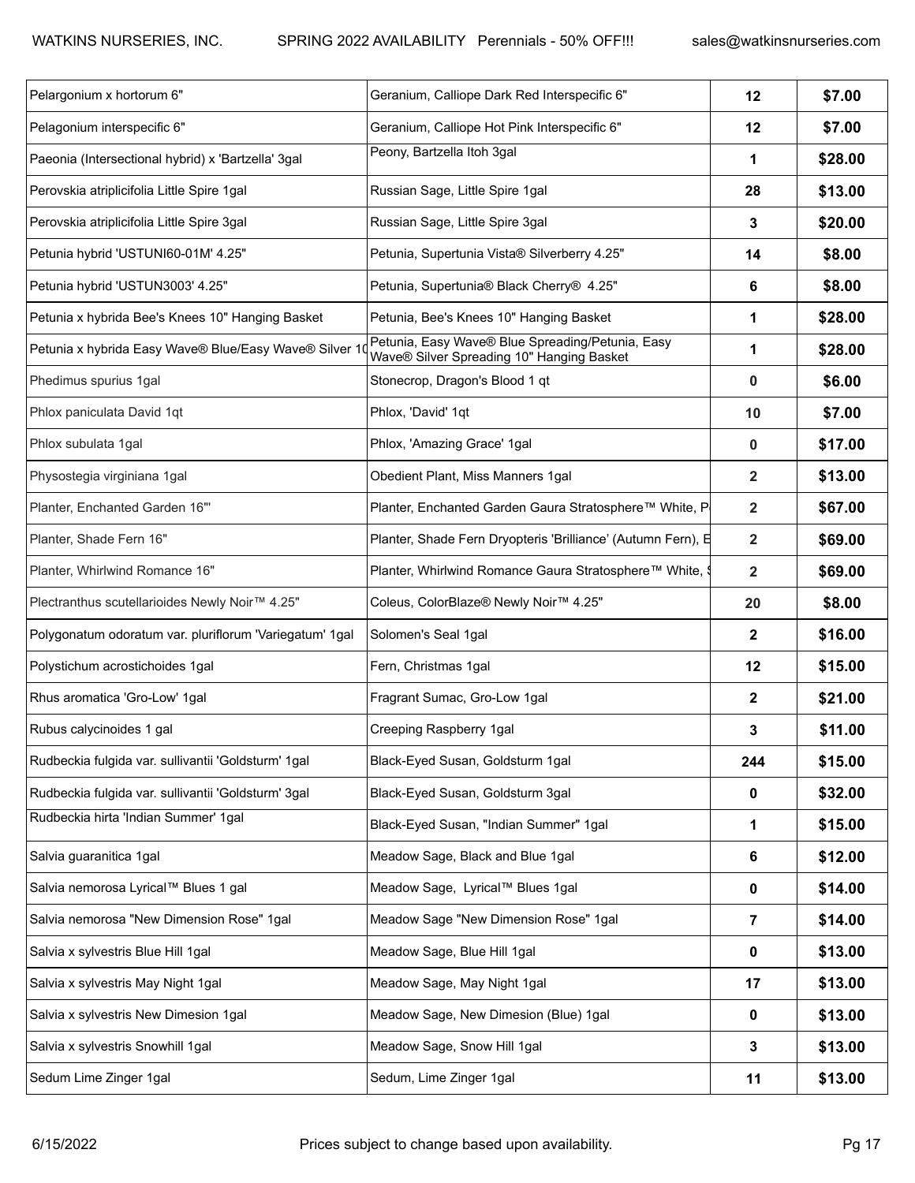| | | | |
|---|---|---|---|
| Pelargonium x hortorum 6" | Geranium, Calliope Dark Red Interspecific 6" | 12 | $7.00 |
| Pelagonium interspecific 6" | Geranium, Calliope Hot Pink Interspecific 6" | 12 | $7.00 |
| Paeonia (Intersectional hybrid) x 'Bartzella' 3gal | Peony, Bartzella Itoh 3gal | 1 | $28.00 |
| Perovskia atriplicifolia Little Spire 1gal | Russian Sage, Little Spire 1gal | 28 | $13.00 |
| Perovskia atriplicifolia Little Spire 3gal | Russian Sage, Little Spire 3gal | 3 | $20.00 |
| Petunia hybrid 'USTUNI60-01M' 4.25" | Petunia, Supertunia Vista® Silverberry 4.25" | 14 | $8.00 |
| Petunia hybrid 'USTUN3003' 4.25" | Petunia, Supertunia® Black Cherry® 4.25" | 6 | $8.00 |
| Petunia x hybrida Bee's Knees 10" Hanging Basket | Petunia, Bee's Knees 10" Hanging Basket | 1 | $28.00 |
| Petunia x hybrida Easy Wave® Blue/Easy Wave® Silver 10 | Petunia, Easy Wave® Blue Spreading/Petunia, Easy Wave® Silver Spreading 10" Hanging Basket | 1 | $28.00 |
| Phedimus spurius 1gal | Stonecrop, Dragon's Blood 1 qt | 0 | $6.00 |
| Phlox paniculata David 1qt | Phlox, 'David' 1qt | 10 | $7.00 |
| Phlox subulata 1gal | Phlox, 'Amazing Grace' 1gal | 0 | $17.00 |
| Physostegia virginiana 1gal | Obedient Plant, Miss Manners 1gal | 2 | $13.00 |
| Planter, Enchanted Garden 16"' | Planter, Enchanted Garden Gaura Stratosphere™ White, P | 2 | $67.00 |
| Planter, Shade Fern 16" | Planter, Shade Fern Dryopteris 'Brilliance' (Autumn Fern), E | 2 | $69.00 |
| Planter, Whirlwind Romance 16" | Planter, Whirlwind Romance Gaura Stratosphere™ White, S | 2 | $69.00 |
| Plectranthus scutellarioides Newly Noir™ 4.25" | Coleus, ColorBlaze® Newly Noir™ 4.25" | 20 | $8.00 |
| Polygonatum odoratum var. pluriflorum 'Variegatum' 1gal | Solomen's Seal 1gal | 2 | $16.00 |
| Polystichum acrostichoides 1gal | Fern, Christmas 1gal | 12 | $15.00 |
| Rhus aromatica 'Gro-Low' 1gal | Fragrant Sumac, Gro-Low 1gal | 2 | $21.00 |
| Rubus calycinoides 1 gal | Creeping Raspberry 1gal | 3 | $11.00 |
| Rudbeckia fulgida var. sullivantii 'Goldsturm' 1gal | Black-Eyed Susan, Goldsturm 1gal | 244 | $15.00 |
| Rudbeckia fulgida var. sullivantii 'Goldsturm' 3gal | Black-Eyed Susan, Goldsturm 3gal | 0 | $32.00 |
| Rudbeckia hirta 'Indian Summer' 1gal | Black-Eyed Susan, "Indian Summer" 1gal | 1 | $15.00 |
| Salvia guaranitica 1gal | Meadow Sage, Black and Blue 1gal | 6 | $12.00 |
| Salvia nemorosa Lyrical™ Blues 1 gal | Meadow Sage, Lyrical™ Blues 1gal | 0 | $14.00 |
| Salvia nemorosa "New Dimension Rose" 1gal | Meadow Sage "New Dimension Rose" 1gal | 7 | $14.00 |
| Salvia x sylvestris Blue Hill 1gal | Meadow Sage, Blue Hill 1gal | 0 | $13.00 |
| Salvia x sylvestris May Night 1gal | Meadow Sage, May Night 1gal | 17 | $13.00 |
| Salvia x sylvestris New Dimesion 1gal | Meadow Sage, New Dimesion (Blue) 1gal | 0 | $13.00 |
| Salvia x sylvestris Snowhill 1gal | Meadow Sage, Snow Hill 1gal | 3 | $13.00 |
| Sedum Lime Zinger 1gal | Sedum, Lime Zinger 1gal | 11 | $13.00 |

Prices subject to change based upon availability.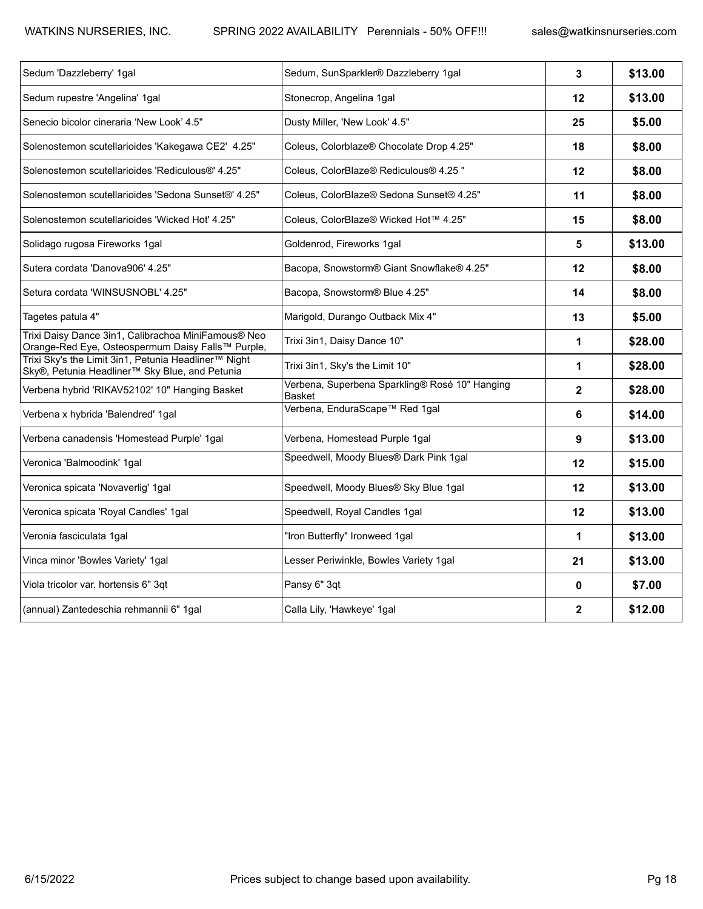| Sedum 'Dazzleberry' 1gal | Sedum, SunSparkler® Dazzleberry 1gal | 3 | $13.00 |
|---|---|---|---|
| Sedum rupestre 'Angelina' 1gal | Stonecrop, Angelina 1gal | 12 | $13.00 |
| Senecio bicolor cineraria ‘New Look’ 4.5" | Dusty Miller, 'New Look' 4.5" | 25 | $5.00 |
| Solenostemon scutellarioides 'Kakegawa CE2' 4.25" | Coleus, Colorblaze® Chocolate Drop 4.25" | 18 | $8.00 |
| Solenostemon scutellarioides 'Rediculous®' 4.25" | Coleus, ColorBlaze® Rediculous® 4.25 " | 12 | $8.00 |
| Solenostemon scutellarioides 'Sedona Sunset®' 4.25" | Coleus, ColorBlaze® Sedona Sunset® 4.25" | 11 | $8.00 |
| Solenostemon scutellarioides 'Wicked Hot' 4.25" | Coleus, ColorBlaze® Wicked Hot™ 4.25" | 15 | $8.00 |
| Solidago rugosa Fireworks 1gal | Goldenrod, Fireworks 1gal | 5 | $13.00 |
| Sutera cordata 'Danova906' 4.25" | Bacopa, Snowstorm® Giant Snowflake® 4.25" | 12 | $8.00 |
| Setura cordata 'WINSUSNOBL' 4.25" | Bacopa, Snowstorm® Blue 4.25" | 14 | $8.00 |
| Tagetes patula 4" | Marigold, Durango Outback Mix 4" | 13 | $5.00 |
| Trixi Daisy Dance 3in1, Calibrachoa MiniFamous® Neo Orange-Red Eye, Osteospermum Daisy Falls™ Purple, | Trixi 3in1, Daisy Dance 10" | 1 | $28.00 |
| Trixi Sky's the Limit 3in1, Petunia Headliner™ Night Sky®, Petunia Headliner™ Sky Blue, and Petunia | Trixi 3in1, Sky's the Limit 10" | 1 | $28.00 |
| Verbena hybrid 'RIKAV52102' 10" Hanging Basket | Verbena, Superbena Sparkling® Rosé 10" Hanging Basket | 2 | $28.00 |
| Verbena x hybrida 'Balendred' 1gal | Verbena, EnduraScape™ Red 1gal | 6 | $14.00 |
| Verbena canadensis 'Homestead Purple' 1gal | Verbena, Homestead Purple 1gal | 9 | $13.00 |
| Veronica 'Balmoodink' 1gal | Speedwell, Moody Blues® Dark Pink 1gal | 12 | $15.00 |
| Veronica spicata 'Novaverlig' 1gal | Speedwell, Moody Blues® Sky Blue 1gal | 12 | $13.00 |
| Veronica spicata 'Royal Candles' 1gal | Speedwell, Royal Candles 1gal | 12 | $13.00 |
| Veronia fasciculata 1gal | "Iron Butterfly" Ironweed 1gal | 1 | $13.00 |
| Vinca minor 'Bowles Variety' 1gal | Lesser Periwinkle, Bowles Variety 1gal | 21 | $13.00 |
| Viola tricolor var. hortensis 6" 3qt | Pansy 6" 3qt | 0 | $7.00 |
| (annual) Zantedeschia rehmannii 6" 1gal | Calla Lily, 'Hawkeye' 1gal | 2 | $12.00 |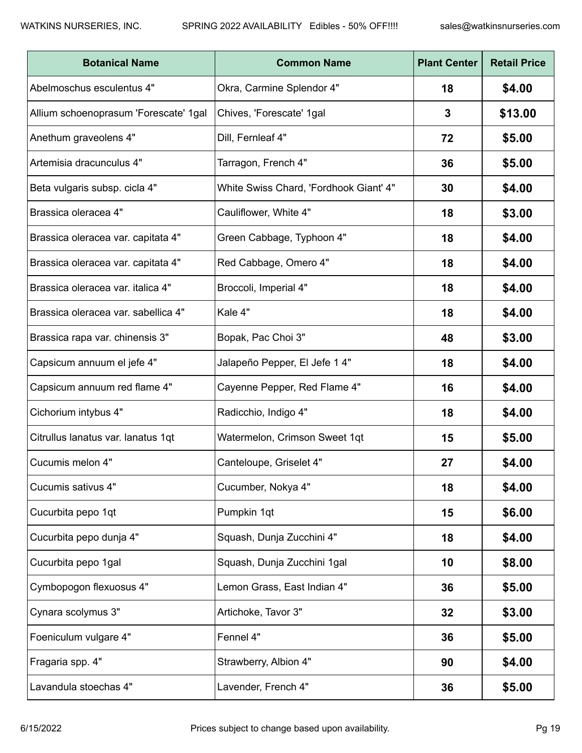| Botanical Name | Common Name | Plant Center | Retail Price |
| --- | --- | --- | --- |
| Abelmoschus esculentus 4" | Okra, Carmine Splendor 4" | 18 | $4.00 |
| Allium schoenoprasum 'Forescate' 1gal | Chives, 'Forescate' 1gal | 3 | $13.00 |
| Anethum graveolens 4" | Dill, Fernleaf 4" | 72 | $5.00 |
| Artemisia dracunculus 4" | Tarragon, French 4" | 36 | $5.00 |
| Beta vulgaris subsp. cicla 4" | White Swiss Chard, 'Fordhook Giant' 4" | 30 | $4.00 |
| Brassica oleracea 4" | Cauliflower, White 4" | 18 | $3.00 |
| Brassica oleracea var. capitata 4" | Green Cabbage, Typhoon 4" | 18 | $4.00 |
| Brassica oleracea var. capitata 4" | Red Cabbage, Omero 4" | 18 | $4.00 |
| Brassica oleracea var. italica 4" | Broccoli, Imperial 4" | 18 | $4.00 |
| Brassica oleracea var. sabellica 4" | Kale 4" | 18 | $4.00 |
| Brassica rapa var. chinensis 3" | Bopak, Pac Choi 3" | 48 | $3.00 |
| Capsicum annuum el jefe 4" | Jalapeño Pepper, El Jefe 1 4" | 18 | $4.00 |
| Capsicum annuum red flame 4" | Cayenne Pepper, Red Flame 4" | 16 | $4.00 |
| Cichorium intybus 4" | Radicchio, Indigo 4" | 18 | $4.00 |
| Citrullus lanatus var. lanatus 1qt | Watermelon, Crimson Sweet 1qt | 15 | $5.00 |
| Cucumis melon 4" | Canteloupe, Griselet 4" | 27 | $4.00 |
| Cucumis sativus 4" | Cucumber, Nokya 4" | 18 | $4.00 |
| Cucurbita pepo 1qt | Pumpkin 1qt | 15 | $6.00 |
| Cucurbita pepo dunja 4" | Squash, Dunja Zucchini 4" | 18 | $4.00 |
| Cucurbita pepo 1gal | Squash, Dunja Zucchini 1gal | 10 | $8.00 |
| Cymbopogon flexuosus 4" | Lemon Grass, East Indian 4" | 36 | $5.00 |
| Cynara scolymus 3" | Artichoke, Tavor 3" | 32 | $3.00 |
| Foeniculum vulgare 4" | Fennel 4" | 36 | $5.00 |
| Fragaria spp. 4" | Strawberry, Albion 4" | 90 | $4.00 |
| Lavandula stoechas 4" | Lavender, French 4" | 36 | $5.00 |

Prices subject to change based upon availability.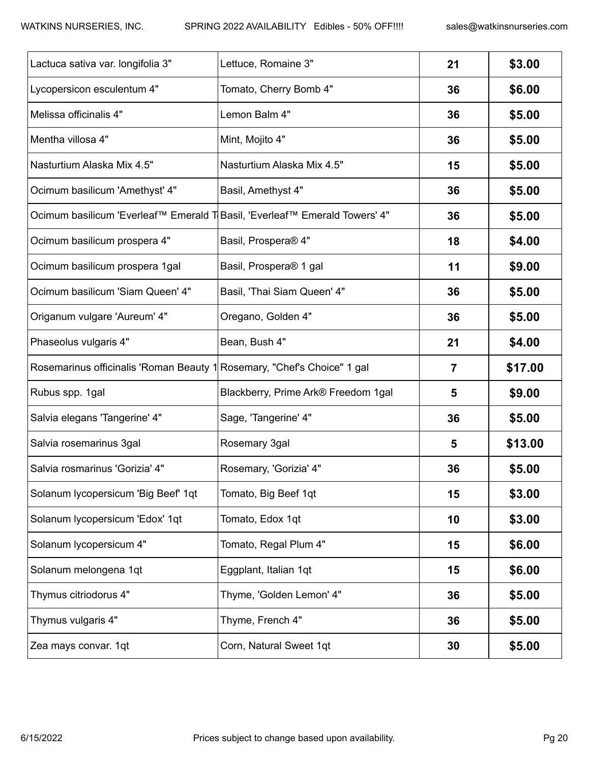| | | | |
|---|---|---|---|
| Lactuca sativa var. longifolia 3" | Lettuce, Romaine 3" | **21** | **$3.00** |
| Lycopersicon esculentum 4" | Tomato, Cherry Bomb 4" | **36** | **$6.00** |
| Melissa officinalis 4" | Lemon Balm 4" | **36** | **$5.00** |
| Mentha villosa 4" | Mint, Mojito 4" | **36** | **$5.00** |
| Nasturtium Alaska Mix 4.5" | Nasturtium Alaska Mix 4.5" | **15** | **$5.00** |
| Ocimum basilicum 'Amethyst' 4" | Basil, Amethyst 4" | **36** | **$5.00** |
| Ocimum basilicum 'Everleaf™ Emerald T | Basil, 'Everleaf™ Emerald Towers' 4" | **36** | **$5.00** |
| Ocimum basilicum prospera 4" | Basil, Prospera® 4" | **18** | **$4.00** |
| Ocimum basilicum prospera 1gal | Basil, Prospera® 1 gal | **11** | **$9.00** |
| Ocimum basilicum 'Siam Queen' 4" | Basil, 'Thai Siam Queen' 4" | **36** | **$5.00** |
| Origanum vulgare 'Aureum' 4" | Oregano, Golden 4" | **36** | **$5.00** |
| Phaseolus vulgaris 4" | Bean, Bush 4" | **21** | **$4.00** |
| Rosemarinus officinalis 'Roman Beauty 1 | Rosemary, "Chef's Choice" 1 gal | **7** | **$17.00** |
| Rubus spp. 1gal | Blackberry, Prime Ark® Freedom 1gal | **5** | **$9.00** |
| Salvia elegans 'Tangerine' 4" | Sage, 'Tangerine' 4" | **36** | **$5.00** |
| Salvia rosemarinus 3gal | Rosemary 3gal | **5** | **$13.00** |
| Salvia rosmarinus 'Gorizia' 4" | Rosemary, 'Gorizia' 4" | **36** | **$5.00** |
| Solanum lycopersicum 'Big Beef' 1qt | Tomato, Big Beef 1qt | **15** | **$3.00** |
| Solanum lycopersicum 'Edox' 1qt | Tomato, Edox 1qt | **10** | **$3.00** |
| Solanum lycopersicum 4" | Tomato, Regal Plum 4" | **15** | **$6.00** |
| Solanum melongena 1qt | Eggplant, Italian 1qt | **15** | **$6.00** |
| Thymus citriodorus 4" | Thyme, 'Golden Lemon' 4" | **36** | **$5.00** |
| Thymus vulgaris 4" | Thyme, French 4" | **36** | **$5.00** |
| Zea mays convar. 1qt | Corn, Natural Sweet 1qt | **30** | **$5.00** |

Prices subject to change based upon availability.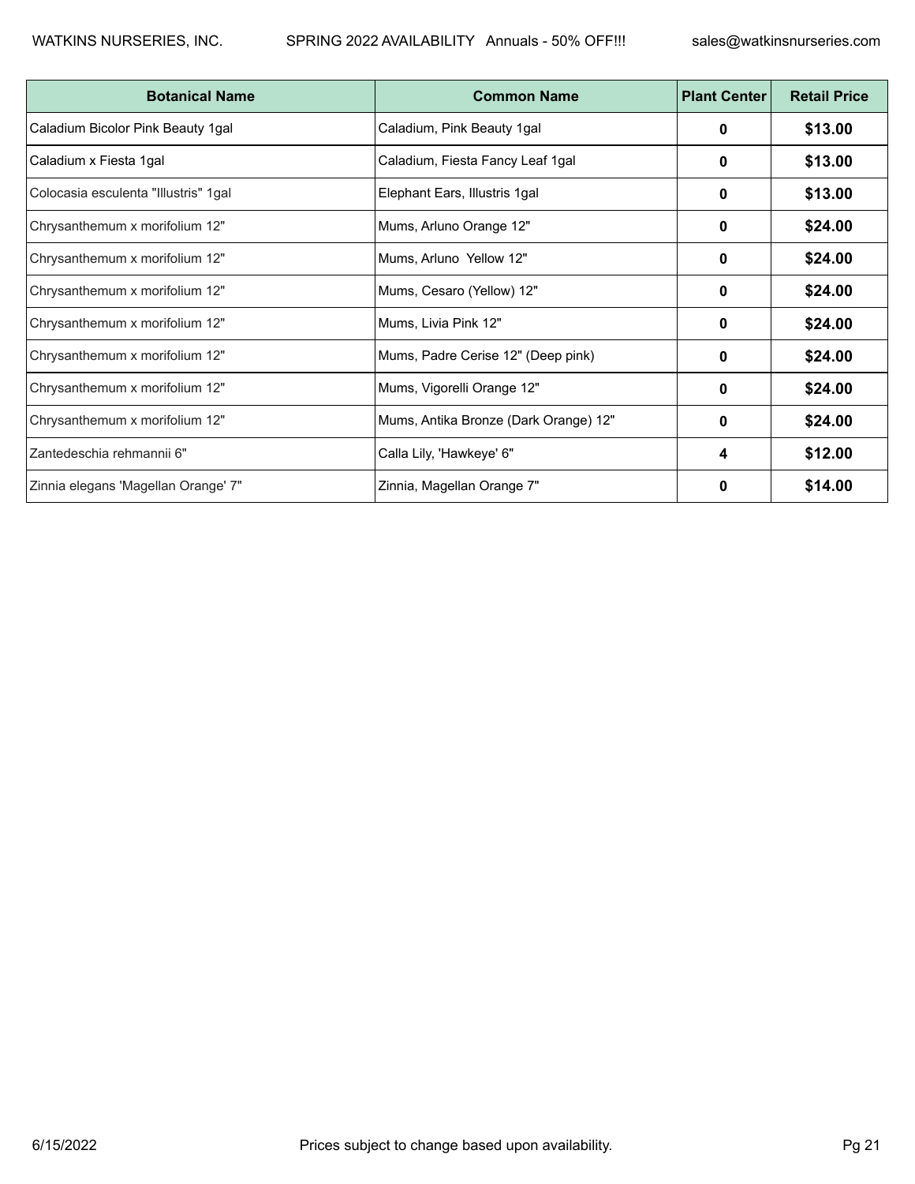| Botanical Name | Common Name | Plant Center | Retail Price |
| --- | --- | --- | --- |
| Caladium Bicolor Pink Beauty 1gal | Caladium, Pink Beauty 1gal | **0** | **$13.00** |
| Caladium x Fiesta 1gal | Caladium, Fiesta Fancy Leaf 1gal | **0** | **$13.00** |
| Colocasia esculenta "Illustris" 1gal | Elephant Ears, Illustris 1gal | **0** | **$13.00** |
| Chrysanthemum x morifolium 12" | Mums, Arluno Orange 12" | **0** | **$24.00** |
| Chrysanthemum x morifolium 12" | Mums, Arluno Yellow 12" | **0** | **$24.00** |
| Chrysanthemum x morifolium 12" | Mums, Cesaro (Yellow) 12" | **0** | **$24.00** |
| Chrysanthemum x morifolium 12" | Mums, Livia Pink 12" | **0** | **$24.00** |
| Chrysanthemum x morifolium 12" | Mums, Padre Cerise 12" (Deep pink) | **0** | **$24.00** |
| Chrysanthemum x morifolium 12" | Mums, Vigorelli Orange 12" | **0** | **$24.00** |
| Chrysanthemum x morifolium 12" | Mums, Antika Bronze (Dark Orange) 12" | **0** | **$24.00** |
| Zantedeschia rehmannii 6" | Calla Lily, 'Hawkeye' 6" | **4** | **$12.00** |
| Zinnia elegans 'Magellan Orange' 7" | Zinnia, Magellan Orange 7" | **0** | **$14.00** |

6/15/2022 Prices subject to change based upon availability.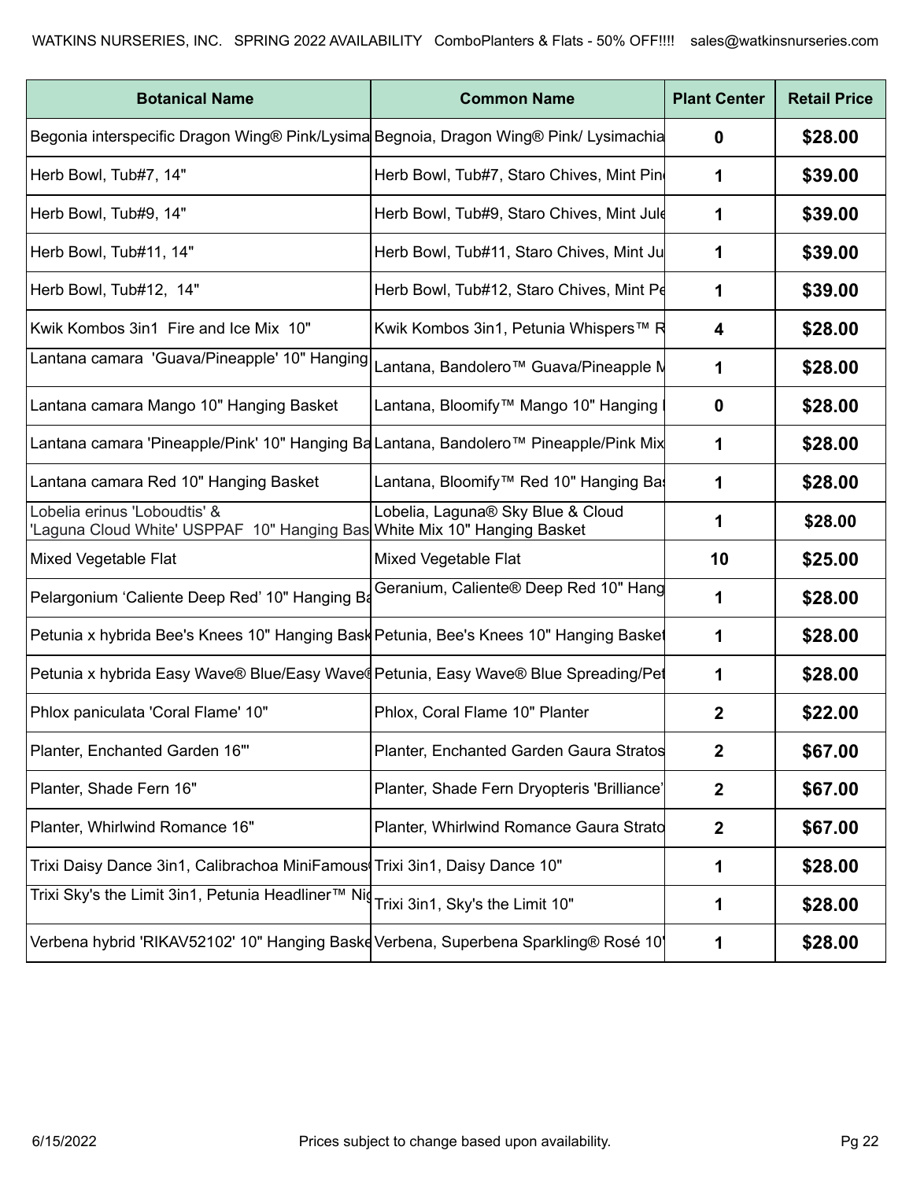| Botanical Name | Common Name | Plant Center | Retail Price |
| --- | --- | --- | --- |
| Begonia interspecific Dragon Wing® Pink/Lysima | Begnoia, Dragon Wing® Pink/ Lysimachia | 0 | $28.00 |
| Herb Bowl, Tub#7, 14" | Herb Bowl, Tub#7, Staro Chives, Mint Pin | 1 | $39.00 |
| Herb Bowl, Tub#9, 14" | Herb Bowl, Tub#9, Staro Chives, Mint Jule | 1 | $39.00 |
| Herb Bowl, Tub#11, 14" | Herb Bowl, Tub#11, Staro Chives, Mint Ju | 1 | $39.00 |
| Herb Bowl, Tub#12, 14" | Herb Bowl, Tub#12, Staro Chives, Mint Pe | 1 | $39.00 |
| Kwik Kombos 3in1 Fire and Ice Mix 10" | Kwik Kombos 3in1, Petunia Whispers™ R | 4 | $28.00 |
| Lantana camara 'Guava/Pineapple' 10" Hanging | Lantana, Bandolero™ Guava/Pineapple M | 1 | $28.00 |
| Lantana camara Mango 10" Hanging Basket | Lantana, Bloomify™ Mango 10" Hanging | 0 | $28.00 |
| Lantana camara 'Pineapple/Pink' 10" Hanging Ba | Lantana, Bandolero™ Pineapple/Pink Mix | 1 | $28.00 |
| Lantana camara Red 10" Hanging Basket | Lantana, Bloomify™ Red 10" Hanging Ba | 1 | $28.00 |
| Lobelia erinus 'Loboudtis' & 'Laguna Cloud White' USPPAF 10" Hanging Bas | Lobelia, Laguna® Sky Blue & Cloud White Mix 10" Hanging Basket | 1 | $28.00 |
| Mixed Vegetable Flat | Mixed Vegetable Flat | 10 | $25.00 |
| Pelargonium 'Caliente Deep Red' 10" Hanging Ba | Geranium, Caliente® Deep Red 10" Hang | 1 | $28.00 |
| Petunia x hybrida Bee's Knees 10" Hanging Bask | Petunia, Bee's Knees 10" Hanging Basket | 1 | $28.00 |
| Petunia x hybrida Easy Wave® Blue/Easy Wave® | Petunia, Easy Wave® Blue Spreading/Pet | 1 | $28.00 |
| Phlox paniculata 'Coral Flame' 10" | Phlox, Coral Flame 10" Planter | 2 | $22.00 |
| Planter, Enchanted Garden 16"' | Planter, Enchanted Garden Gaura Stratos | 2 | $67.00 |
| Planter, Shade Fern 16" | Planter, Shade Fern Dryopteris 'Brilliance' | 2 | $67.00 |
| Planter, Whirlwind Romance 16" | Planter, Whirlwind Romance Gaura Strato | 2 | $67.00 |
| Trixi Daisy Dance 3in1, Calibrachoa MiniFamous | Trixi 3in1, Daisy Dance 10" | 1 | $28.00 |
| Trixi Sky's the Limit 3in1, Petunia Headliner™ Ni | Trixi 3in1, Sky's the Limit 10" | 1 | $28.00 |
| Verbena hybrid 'RIKAV52102' 10" Hanging Baske | Verbena, Superbena Sparkling® Rosé 10" | 1 | $28.00 |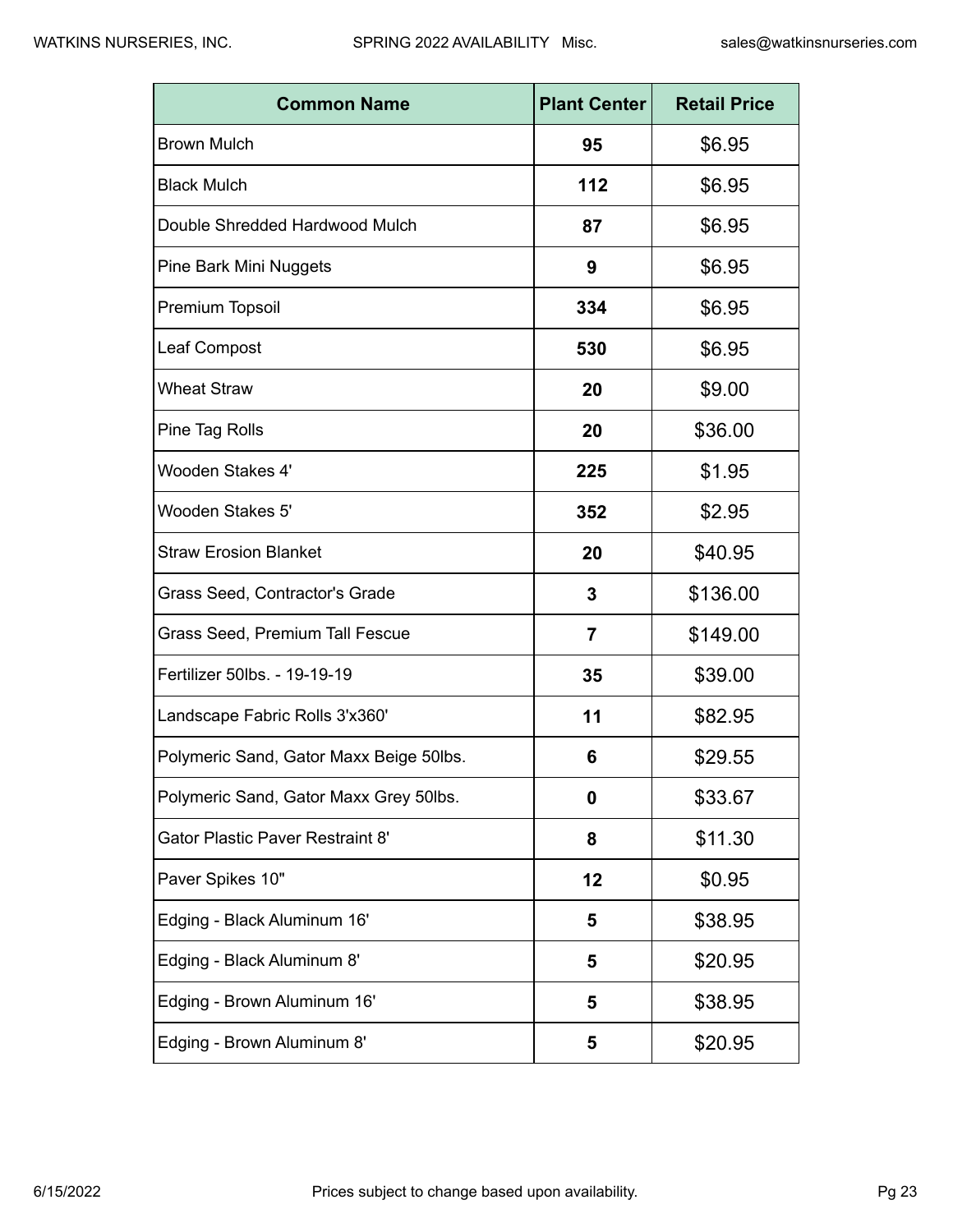| Common Name | Plant Center | Retail Price |
|---|---|---|
| Brown Mulch | **95** | $6.95 |
| Black Mulch | **112** | $6.95 |
| Double Shredded Hardwood Mulch | **87** | $6.95 |
| Pine Bark Mini Nuggets | **9** | $6.95 |
| Premium Topsoil | **334** | $6.95 |
| Leaf Compost | **530** | $6.95 |
| Wheat Straw | **20** | $9.00 |
| Pine Tag Rolls | **20** | $36.00 |
| Wooden Stakes 4' | **225** | $1.95 |
| Wooden Stakes 5' | **352** | $2.95 |
| Straw Erosion Blanket | **20** | $40.95 |
| Grass Seed, Contractor's Grade | **3** | $136.00 |
| Grass Seed, Premium Tall Fescue | **7** | $149.00 |
| Fertilizer 50lbs. - 19-19-19 | **35** | $39.00 |
| Landscape Fabric Rolls 3'x360' | **11** | $82.95 |
| Polymeric Sand, Gator Maxx Beige 50lbs. | **6** | $29.55 |
| Polymeric Sand, Gator Maxx Grey 50lbs. | **0** | $33.67 |
| Gator Plastic Paver Restraint 8' | **8** | $11.30 |
| Paver Spikes 10" | **12** | $0.95 |
| Edging - Black Aluminum 16' | **5** | $38.95 |
| Edging - Black Aluminum 8' | **5** | $20.95 |
| Edging - Brown Aluminum 16' | **5** | $38.95 |
| Edging - Brown Aluminum 8' | **5** | $20.95 |

Prices subject to change based upon availability.